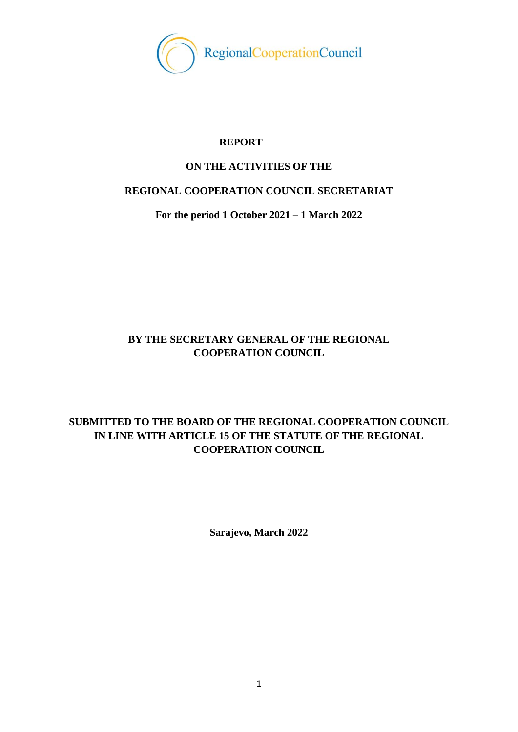RegionalCooperationCouncil

# REPORT

## ON THE ACTIVITIES OF THE

## REGIONAL COOPERATION COUNCIL SECRETARIAT

**For the period 1 October 2021 – 1 March 2022**

**BY THE SECRETARY GENERAL OF THE REGIONAL COOPERATION COUNCIL**

**SUBMITTED TO THE BOARD OF THE REGIONAL COOPERATION COUNCIL IN LINE WITH ARTICLE 15 OF THE STATUTE OF THE REGIONAL COOPERATION COUNCIL**

**Sarajevo, March 2022**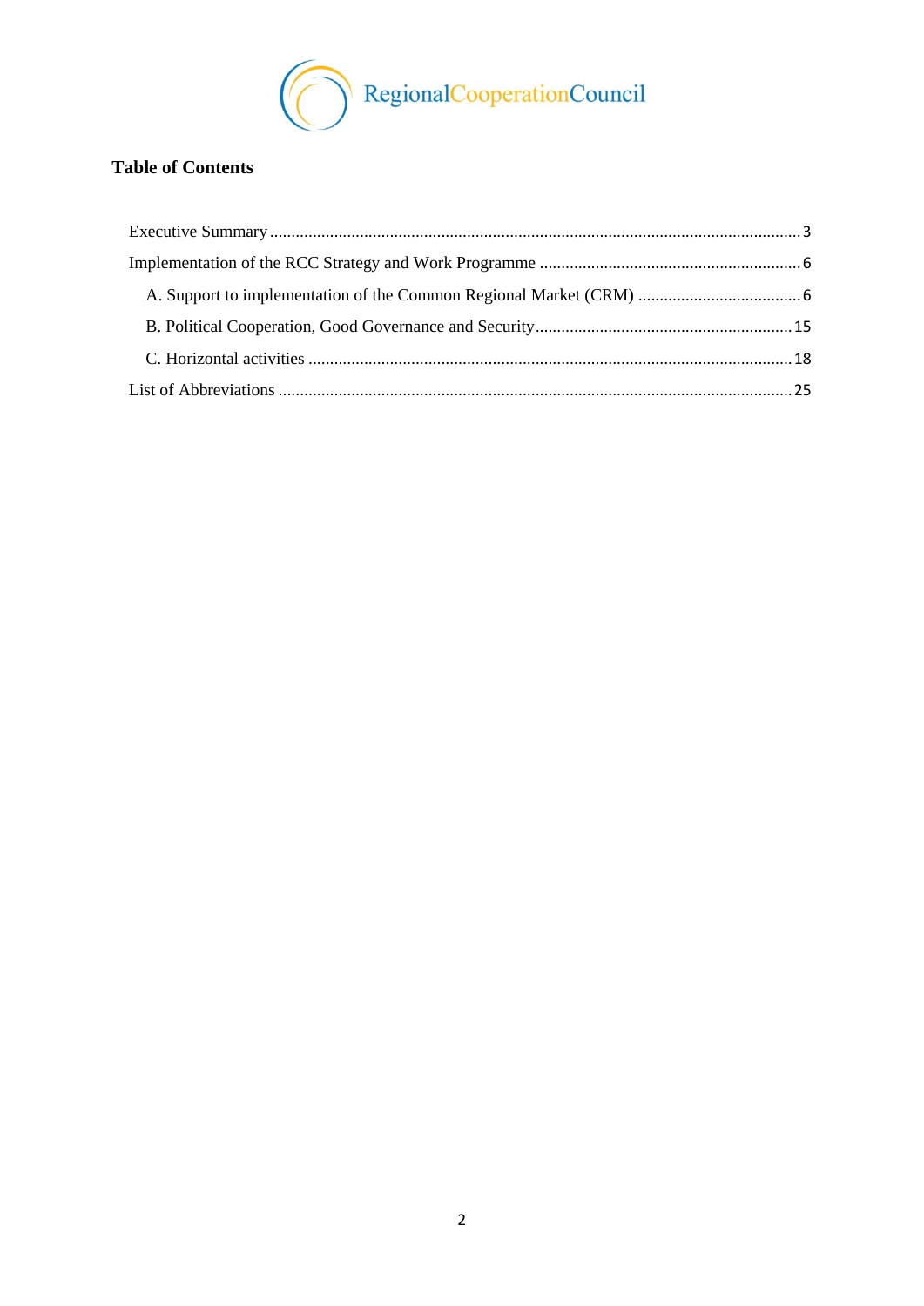# Table of Contents

Executive Summary ........................................................................................................................ 3

Implementation of the RCC Strategy and Work Programme ........................................................... 6

A. Support to implementation of the Common Regional Market (CRM) ....................................... 6

B. Political Cooperation, Good Governance and Security ............................................................ 15

C. Horizontal activities ............................................................................................................... 18

List of Abbreviations ..................................................................................................................... 25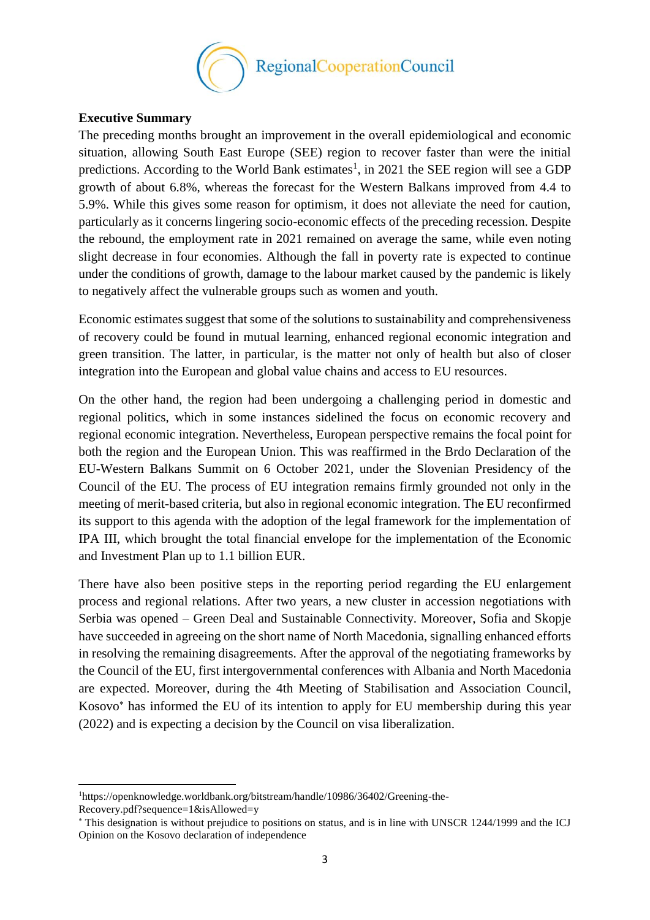**Executive Summary**

The preceding months brought an improvement in the overall epidemiological and economic situation, allowing South East Europe (SEE) region to recover faster than were the initial predictions. According to the World Bank estimates[1], in 2021 the SEE region will see a GDP growth of about 6.8%, whereas the forecast for the Western Balkans improved from 4.4 to 5.9%. While this gives some reason for optimism, it does not alleviate the need for caution, particularly as it concerns lingering socio-economic effects of the preceding recession. Despite the rebound, the employment rate in 2021 remained on average the same, while even noting slight decrease in four economies. Although the fall in poverty rate is expected to continue under the conditions of growth, damage to the labour market caused by the pandemic is likely to negatively affect the vulnerable groups such as women and youth.

Economic estimates suggest that some of the solutions to sustainability and comprehensiveness of recovery could be found in mutual learning, enhanced regional economic integration and green transition. The latter, in particular, is the matter not only of health but also of closer integration into the European and global value chains and access to EU resources.

On the other hand, the region had been undergoing a challenging period in domestic and regional politics, which in some instances sidelined the focus on economic recovery and regional economic integration. Nevertheless, European perspective remains the focal point for both the region and the European Union. This was reaffirmed in the Brdo Declaration of the EU-Western Balkans Summit on 6 October 2021, under the Slovenian Presidency of the Council of the EU. The process of EU integration remains firmly grounded not only in the meeting of merit-based criteria, but also in regional economic integration. The EU reconfirmed its support to this agenda with the adoption of the legal framework for the implementation of IPA III, which brought the total financial envelope for the implementation of the Economic and Investment Plan up to 1.1 billion EUR.

There have also been positive steps in the reporting period regarding the EU enlargement process and regional relations. After two years, a new cluster in accession negotiations with Serbia was opened – Green Deal and Sustainable Connectivity. Moreover, Sofia and Skopje have succeeded in agreeing on the short name of North Macedonia, signalling enhanced efforts in resolving the remaining disagreements. After the approval of the negotiating frameworks by the Council of the EU, first intergovernmental conferences with Albania and North Macedonia are expected. Moreover, during the 4th Meeting of Stabilisation and Association Council, Kosovo[*] has informed the EU of its intention to apply for EU membership during this year (2022) and is expecting a decision by the Council on visa liberalization.

---

[1] https://openknowledge.worldbank.org/bitstream/handle/10986/36402/Greening-the-Recovery.pdf?sequence=1&isAllowed=y

[*] This designation is without prejudice to positions on status, and is in line with UNSCR 1244/1999 and the ICJ Opinion on the Kosovo declaration of independence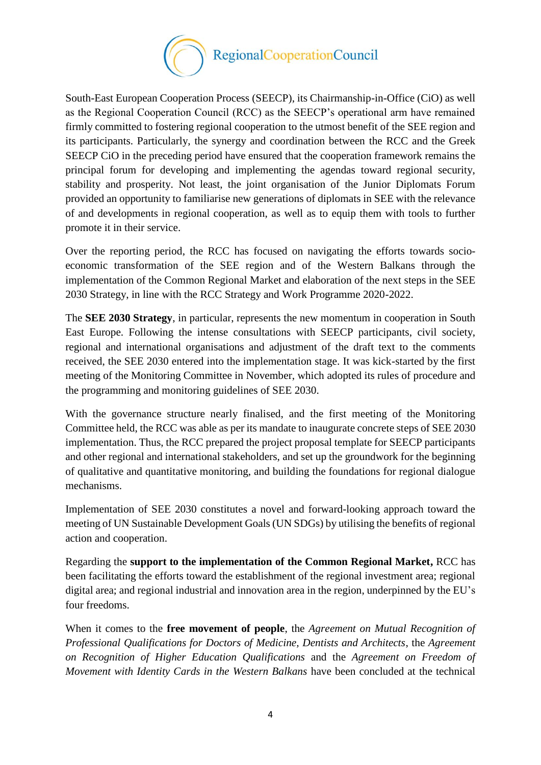South-East European Cooperation Process (SEECP), its Chairmanship-in-Office (CiO) as well as the Regional Cooperation Council (RCC) as the SEECP's operational arm have remained firmly committed to fostering regional cooperation to the utmost benefit of the SEE region and its participants. Particularly, the synergy and coordination between the RCC and the Greek SEECP CiO in the preceding period have ensured that the cooperation framework remains the principal forum for developing and implementing the agendas toward regional security, stability and prosperity. Not least, the joint organisation of the Junior Diplomats Forum provided an opportunity to familiarise new generations of diplomats in SEE with the relevance of and developments in regional cooperation, as well as to equip them with tools to further promote it in their service.

Over the reporting period, the RCC has focused on navigating the efforts towards socio-economic transformation of the SEE region and of the Western Balkans through the implementation of the Common Regional Market and elaboration of the next steps in the SEE 2030 Strategy, in line with the RCC Strategy and Work Programme 2020-2022.

The **SEE 2030 Strategy**, in particular, represents the new momentum in cooperation in South East Europe. Following the intense consultations with SEECP participants, civil society, regional and international organisations and adjustment of the draft text to the comments received, the SEE 2030 entered into the implementation stage. It was kick-started by the first meeting of the Monitoring Committee in November, which adopted its rules of procedure and the programming and monitoring guidelines of SEE 2030.

With the governance structure nearly finalised, and the first meeting of the Monitoring Committee held, the RCC was able as per its mandate to inaugurate concrete steps of SEE 2030 implementation. Thus, the RCC prepared the project proposal template for SEECP participants and other regional and international stakeholders, and set up the groundwork for the beginning of qualitative and quantitative monitoring, and building the foundations for regional dialogue mechanisms.

Implementation of SEE 2030 constitutes a novel and forward-looking approach toward the meeting of UN Sustainable Development Goals (UN SDGs) by utilising the benefits of regional action and cooperation.

Regarding the **support to the implementation of the Common Regional Market,** RCC has been facilitating the efforts toward the establishment of the regional investment area; regional digital area; and regional industrial and innovation area in the region, underpinned by the EU's four freedoms.

When it comes to the **free movement of people**, the *Agreement on Mutual Recognition of Professional Qualifications for Doctors of Medicine, Dentists and Architects*, the *Agreement on Recognition of Higher Education Qualifications* and the *Agreement on Freedom of Movement with Identity Cards in the Western Balkans* have been concluded at the technical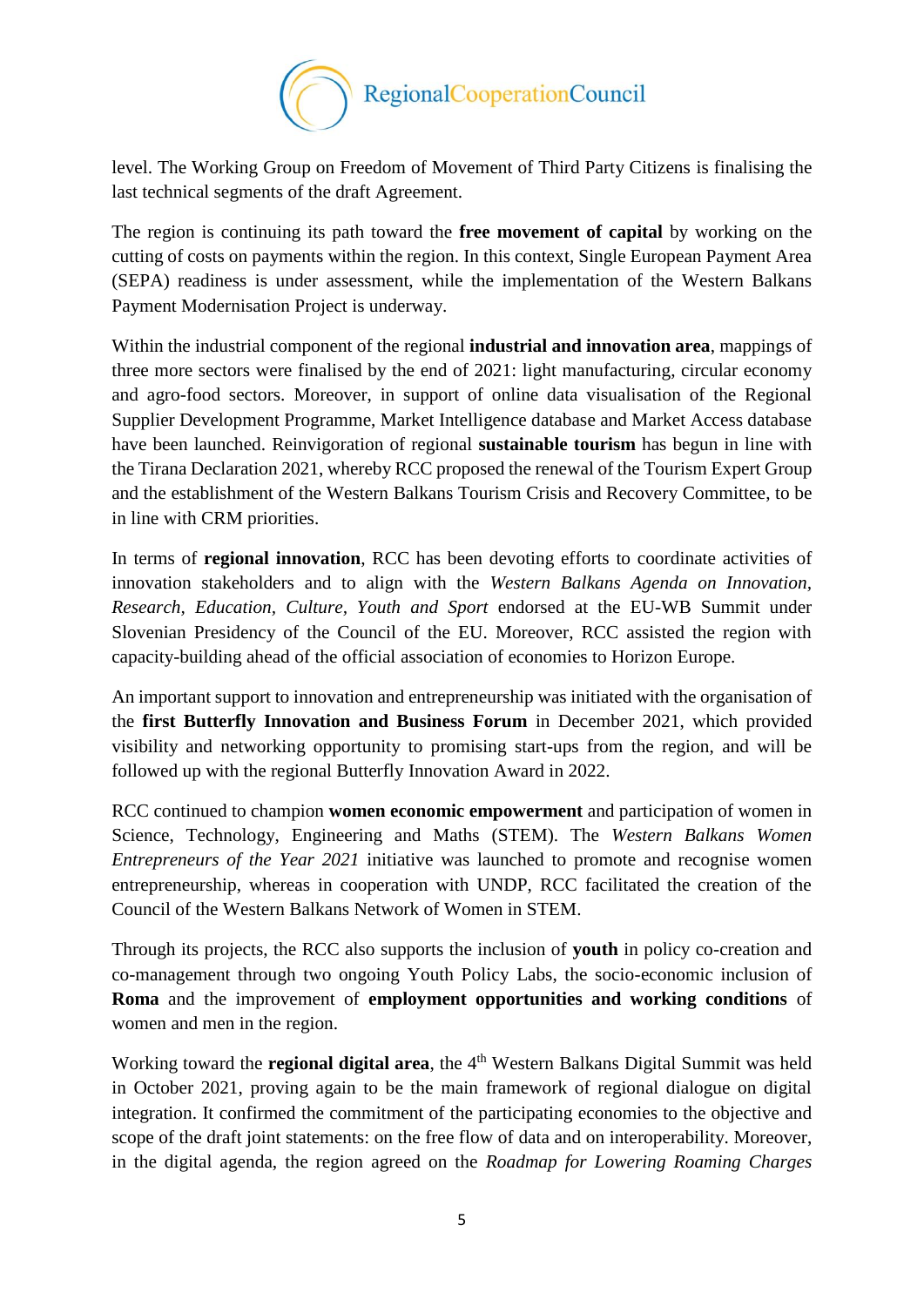level. The Working Group on Freedom of Movement of Third Party Citizens is finalising the last technical segments of the draft Agreement.

The region is continuing its path toward the **free movement of capital** by working on the cutting of costs on payments within the region. In this context, Single European Payment Area (SEPA) readiness is under assessment, while the implementation of the Western Balkans Payment Modernisation Project is underway.

Within the industrial component of the regional **industrial and innovation area**, mappings of three more sectors were finalised by the end of 2021: light manufacturing, circular economy and agro-food sectors. Moreover, in support of online data visualisation of the Regional Supplier Development Programme, Market Intelligence database and Market Access database have been launched. Reinvigoration of regional **sustainable tourism** has begun in line with the Tirana Declaration 2021, whereby RCC proposed the renewal of the Tourism Expert Group and the establishment of the Western Balkans Tourism Crisis and Recovery Committee, to be in line with CRM priorities.

In terms of **regional innovation**, RCC has been devoting efforts to coordinate activities of innovation stakeholders and to align with the *Western Balkans Agenda on Innovation, Research, Education, Culture, Youth and Sport* endorsed at the EU-WB Summit under Slovenian Presidency of the Council of the EU. Moreover, RCC assisted the region with capacity-building ahead of the official association of economies to Horizon Europe.

An important support to innovation and entrepreneurship was initiated with the organisation of the **first Butterfly Innovation and Business Forum** in December 2021, which provided visibility and networking opportunity to promising start-ups from the region, and will be followed up with the regional Butterfly Innovation Award in 2022.

RCC continued to champion **women economic empowerment** and participation of women in Science, Technology, Engineering and Maths (STEM). The *Western Balkans Women Entrepreneurs of the Year 2021* initiative was launched to promote and recognise women entrepreneurship, whereas in cooperation with UNDP, RCC facilitated the creation of the Council of the Western Balkans Network of Women in STEM.

Through its projects, the RCC also supports the inclusion of **youth** in policy co-creation and co-management through two ongoing Youth Policy Labs, the socio-economic inclusion of **Roma** and the improvement of **employment opportunities and working conditions** of women and men in the region.

Working toward the **regional digital area**, the 4th Western Balkans Digital Summit was held in October 2021, proving again to be the main framework of regional dialogue on digital integration. It confirmed the commitment of the participating economies to the objective and scope of the draft joint statements: on the free flow of data and on interoperability. Moreover, in the digital agenda, the region agreed on the *Roadmap for Lowering Roaming Charges*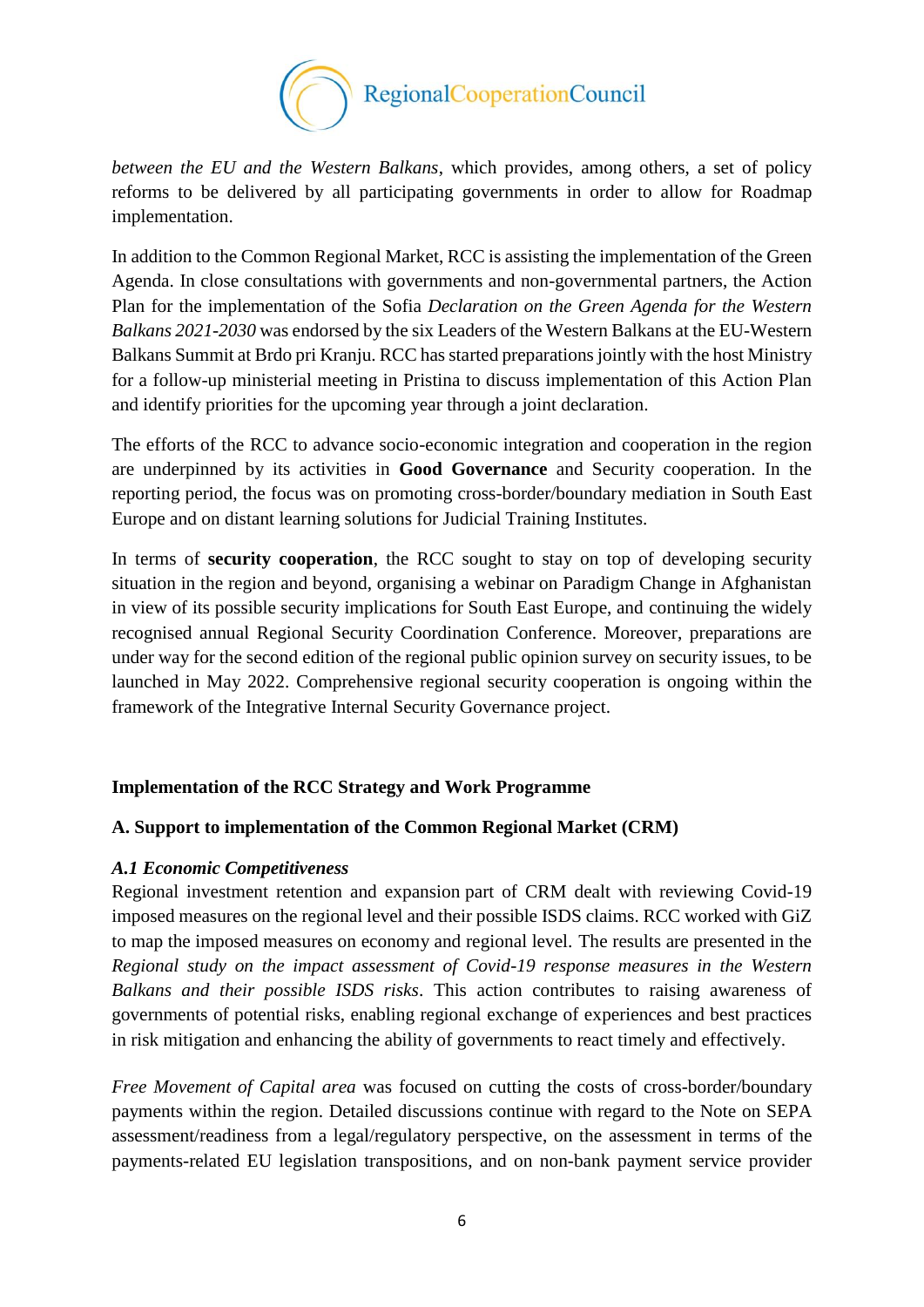*between the EU and the Western Balkans*, which provides, among others, a set of policy reforms to be delivered by all participating governments in order to allow for Roadmap implementation.

In addition to the Common Regional Market, RCC is assisting the implementation of the Green Agenda. In close consultations with governments and non-governmental partners, the Action Plan for the implementation of the Sofia *Declaration on the Green Agenda for the Western Balkans 2021-2030* was endorsed by the six Leaders of the Western Balkans at the EU-Western Balkans Summit at Brdo pri Kranju. RCC has started preparations jointly with the host Ministry for a follow-up ministerial meeting in Pristina to discuss implementation of this Action Plan and identify priorities for the upcoming year through a joint declaration.

The efforts of the RCC to advance socio-economic integration and cooperation in the region are underpinned by its activities in **Good Governance** and Security cooperation. In the reporting period, the focus was on promoting cross-border/boundary mediation in South East Europe and on distant learning solutions for Judicial Training Institutes.

In terms of **security cooperation**, the RCC sought to stay on top of developing security situation in the region and beyond, organising a webinar on Paradigm Change in Afghanistan in view of its possible security implications for South East Europe, and continuing the widely recognised annual Regional Security Coordination Conference. Moreover, preparations are under way for the second edition of the regional public opinion survey on security issues, to be launched in May 2022. Comprehensive regional security cooperation is ongoing within the framework of the Integrative Internal Security Governance project.

## Implementation of the RCC Strategy and Work Programme

### A. Support to implementation of the Common Regional Market (CRM)

#### *A.1 Economic Competitiveness*

Regional investment retention and expansion part of CRM dealt with reviewing Covid-19 imposed measures on the regional level and their possible ISDS claims. RCC worked with GiZ to map the imposed measures on economy and regional level. The results are presented in the *Regional study on the impact assessment of Covid-19 response measures in the Western Balkans and their possible ISDS risks*. This action contributes to raising awareness of governments of potential risks, enabling regional exchange of experiences and best practices in risk mitigation and enhancing the ability of governments to react timely and effectively.

*Free Movement of Capital area* was focused on cutting the costs of cross-border/boundary payments within the region. Detailed discussions continue with regard to the Note on SEPA assessment/readiness from a legal/regulatory perspective, on the assessment in terms of the payments-related EU legislation transpositions, and on non-bank payment service provider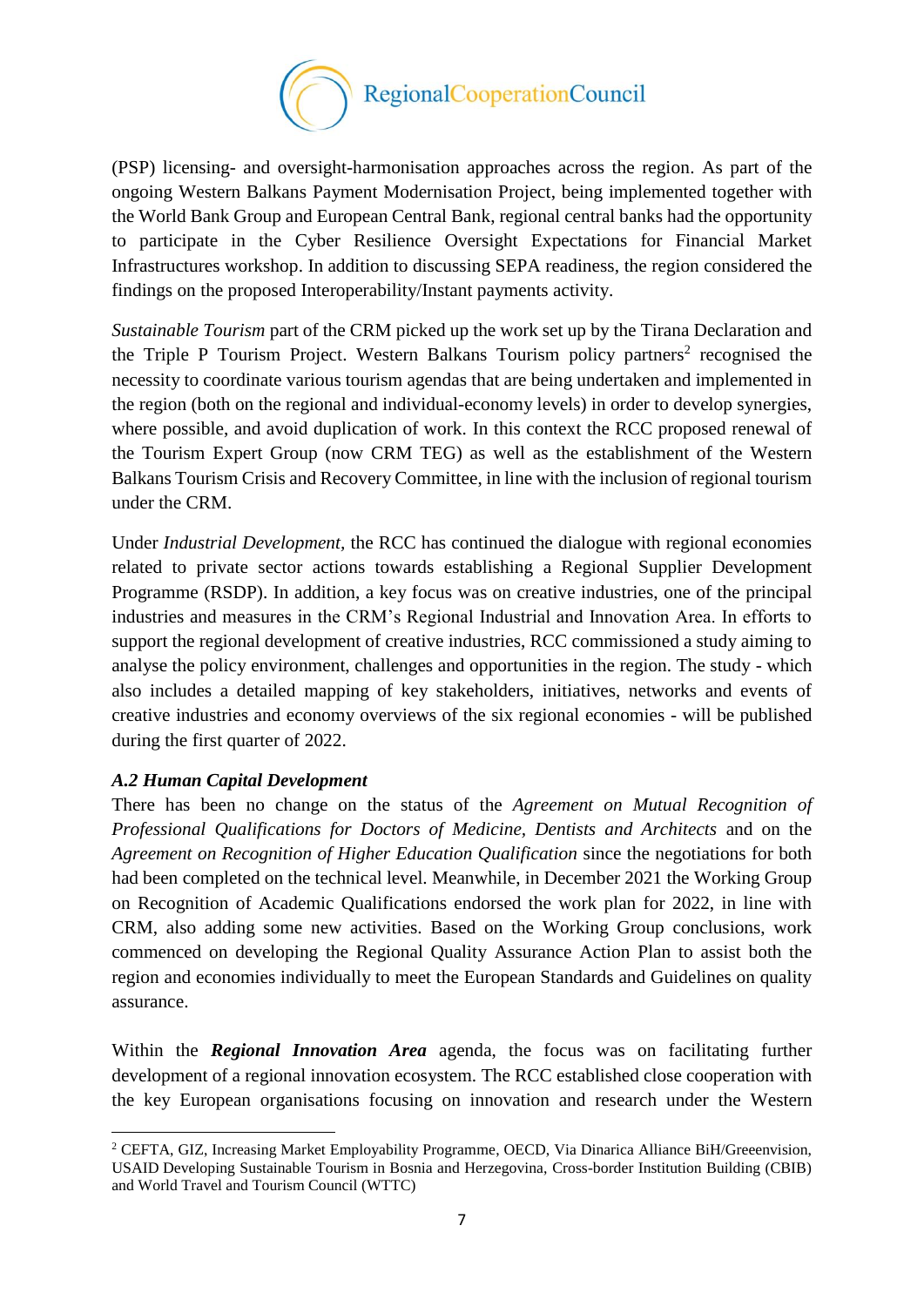(PSP) licensing- and oversight-harmonisation approaches across the region. As part of the ongoing Western Balkans Payment Modernisation Project, being implemented together with the World Bank Group and European Central Bank, regional central banks had the opportunity to participate in the Cyber Resilience Oversight Expectations for Financial Market Infrastructures workshop. In addition to discussing SEPA readiness, the region considered the findings on the proposed Interoperability/Instant payments activity.

*Sustainable Tourism* part of the CRM picked up the work set up by the Tirana Declaration and the Triple P Tourism Project. Western Balkans Tourism policy partners[2] recognised the necessity to coordinate various tourism agendas that are being undertaken and implemented in the region (both on the regional and individual-economy levels) in order to develop synergies, where possible, and avoid duplication of work. In this context the RCC proposed renewal of the Tourism Expert Group (now CRM TEG) as well as the establishment of the Western Balkans Tourism Crisis and Recovery Committee, in line with the inclusion of regional tourism under the CRM.

Under *Industrial Development*, the RCC has continued the dialogue with regional economies related to private sector actions towards establishing a Regional Supplier Development Programme (RSDP). In addition, a key focus was on creative industries, one of the principal industries and measures in the CRM's Regional Industrial and Innovation Area. In efforts to support the regional development of creative industries, RCC commissioned a study aiming to analyse the policy environment, challenges and opportunities in the region. The study - which also includes a detailed mapping of key stakeholders, initiatives, networks and events of creative industries and economy overviews of the six regional economies - will be published during the first quarter of 2022.

### *A.2 Human Capital Development*

There has been no change on the status of the *Agreement on Mutual Recognition of Professional Qualifications for Doctors of Medicine, Dentists and Architects* and on the *Agreement on Recognition of Higher Education Qualification* since the negotiations for both had been completed on the technical level. Meanwhile, in December 2021 the Working Group on Recognition of Academic Qualifications endorsed the work plan for 2022, in line with CRM, also adding some new activities. Based on the Working Group conclusions, work commenced on developing the Regional Quality Assurance Action Plan to assist both the region and economies individually to meet the European Standards and Guidelines on quality assurance.

Within the ***Regional Innovation Area*** agenda, the focus was on facilitating further development of a regional innovation ecosystem. The RCC established close cooperation with the key European organisations focusing on innovation and research under the Western

---

[2] CEFTA, GIZ, Increasing Market Employability Programme, OECD, Via Dinarica Alliance BiH/Greeenvision, USAID Developing Sustainable Tourism in Bosnia and Herzegovina, Cross-border Institution Building (CBIB) and World Travel and Tourism Council (WTTC)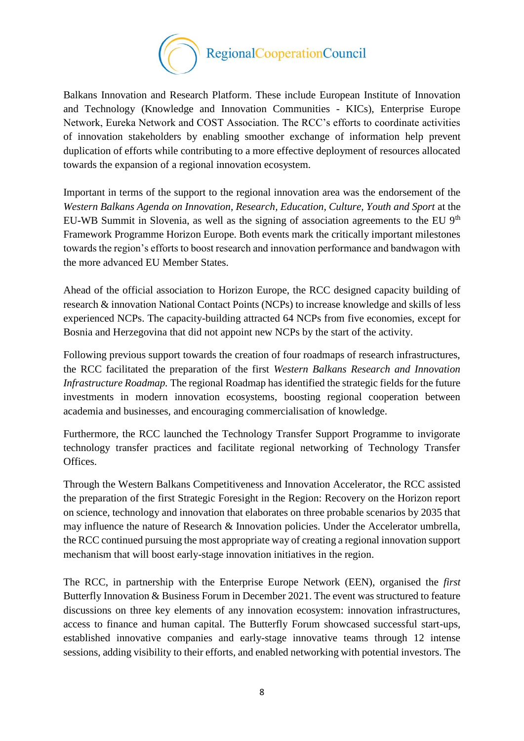Balkans Innovation and Research Platform. These include European Institute of Innovation and Technology (Knowledge and Innovation Communities - KICs), Enterprise Europe Network, Eureka Network and COST Association. The RCC's efforts to coordinate activities of innovation stakeholders by enabling smoother exchange of information help prevent duplication of efforts while contributing to a more effective deployment of resources allocated towards the expansion of a regional innovation ecosystem.

Important in terms of the support to the regional innovation area was the endorsement of the *Western Balkans Agenda on Innovation, Research, Education, Culture, Youth and Sport* at the EU-WB Summit in Slovenia, as well as the signing of association agreements to the EU 9$^{th}$ Framework Programme Horizon Europe. Both events mark the critically important milestones towards the region's efforts to boost research and innovation performance and bandwagon with the more advanced EU Member States.

Ahead of the official association to Horizon Europe, the RCC designed capacity building of research & innovation National Contact Points (NCPs) to increase knowledge and skills of less experienced NCPs. The capacity-building attracted 64 NCPs from five economies, except for Bosnia and Herzegovina that did not appoint new NCPs by the start of the activity.

Following previous support towards the creation of four roadmaps of research infrastructures, the RCC facilitated the preparation of the first *Western Balkans Research and Innovation Infrastructure Roadmap.* The regional Roadmap has identified the strategic fields for the future investments in modern innovation ecosystems, boosting regional cooperation between academia and businesses, and encouraging commercialisation of knowledge.

Furthermore, the RCC launched the Technology Transfer Support Programme to invigorate technology transfer practices and facilitate regional networking of Technology Transfer Offices.

Through the Western Balkans Competitiveness and Innovation Accelerator, the RCC assisted the preparation of the first Strategic Foresight in the Region: Recovery on the Horizon report on science, technology and innovation that elaborates on three probable scenarios by 2035 that may influence the nature of Research & Innovation policies. Under the Accelerator umbrella, the RCC continued pursuing the most appropriate way of creating a regional innovation support mechanism that will boost early-stage innovation initiatives in the region.

The RCC, in partnership with the Enterprise Europe Network (EEN), organised the *first* Butterfly Innovation & Business Forum in December 2021. The event was structured to feature discussions on three key elements of any innovation ecosystem: innovation infrastructures, access to finance and human capital. The Butterfly Forum showcased successful start-ups, established innovative companies and early-stage innovative teams through 12 intense sessions, adding visibility to their efforts, and enabled networking with potential investors. The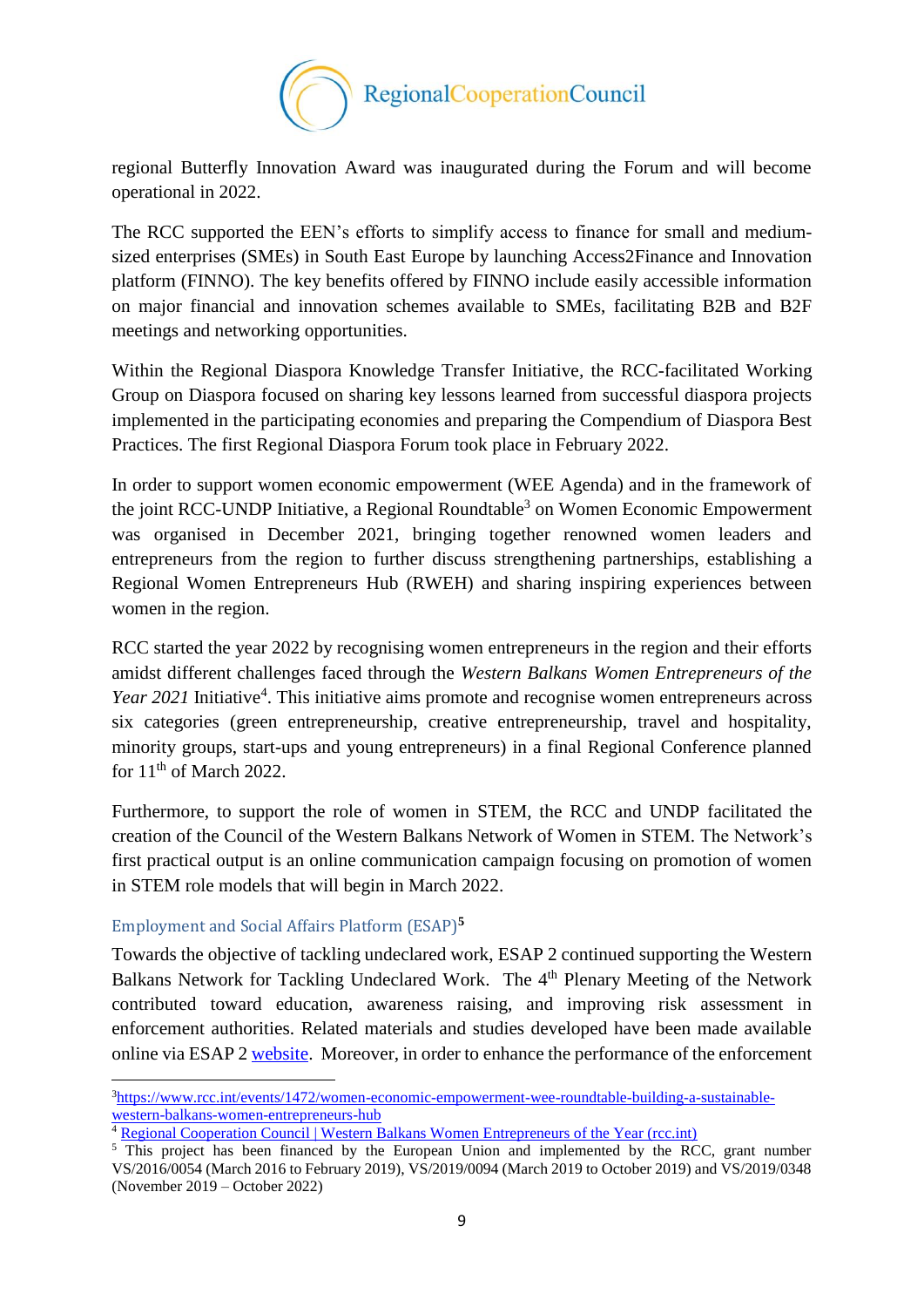regional Butterfly Innovation Award was inaugurated during the Forum and will become operational in 2022.

The RCC supported the EEN's efforts to simplify access to finance for small and medium-sized enterprises (SMEs) in South East Europe by launching Access2Finance and Innovation platform (FINNO). The key benefits offered by FINNO include easily accessible information on major financial and innovation schemes available to SMEs, facilitating B2B and B2F meetings and networking opportunities.

Within the Regional Diaspora Knowledge Transfer Initiative, the RCC-facilitated Working Group on Diaspora focused on sharing key lessons learned from successful diaspora projects implemented in the participating economies and preparing the Compendium of Diaspora Best Practices. The first Regional Diaspora Forum took place in February 2022.

In order to support women economic empowerment (WEE Agenda) and in the framework of the joint RCC-UNDP Initiative, a Regional Roundtable[3] on Women Economic Empowerment was organised in December 2021, bringing together renowned women leaders and entrepreneurs from the region to further discuss strengthening partnerships, establishing a Regional Women Entrepreneurs Hub (RWEH) and sharing inspiring experiences between women in the region.

RCC started the year 2022 by recognising women entrepreneurs in the region and their efforts amidst different challenges faced through the *Western Balkans Women Entrepreneurs of the Year 2021* Initiative[4]. This initiative aims promote and recognise women entrepreneurs across six categories (green entrepreneurship, creative entrepreneurship, travel and hospitality, minority groups, start-ups and young entrepreneurs) in a final Regional Conference planned for 11th of March 2022.

Furthermore, to support the role of women in STEM, the RCC and UNDP facilitated the creation of the Council of the Western Balkans Network of Women in STEM. The Network's first practical output is an online communication campaign focusing on promotion of women in STEM role models that will begin in March 2022.

### Employment and Social Affairs Platform (ESAP)[5]

Towards the objective of tackling undeclared work, ESAP 2 continued supporting the Western Balkans Network for Tackling Undeclared Work. The 4th Plenary Meeting of the Network contributed toward education, awareness raising, and improving risk assessment in enforcement authorities. Related materials and studies developed have been made available online via ESAP 2 website. Moreover, in order to enhance the performance of the enforcement

---

[3] https://www.rcc.int/events/1472/women-economic-empowerment-wee-roundtable-building-a-sustainable-western-balkans-women-entrepreneurs-hub

[4] Regional Cooperation Council | Western Balkans Women Entrepreneurs of the Year (rcc.int)

[5] This project has been financed by the European Union and implemented by the RCC, grant number VS/2016/0054 (March 2016 to February 2019), VS/2019/0094 (March 2019 to October 2019) and VS/2019/0348 (November 2019 – October 2022)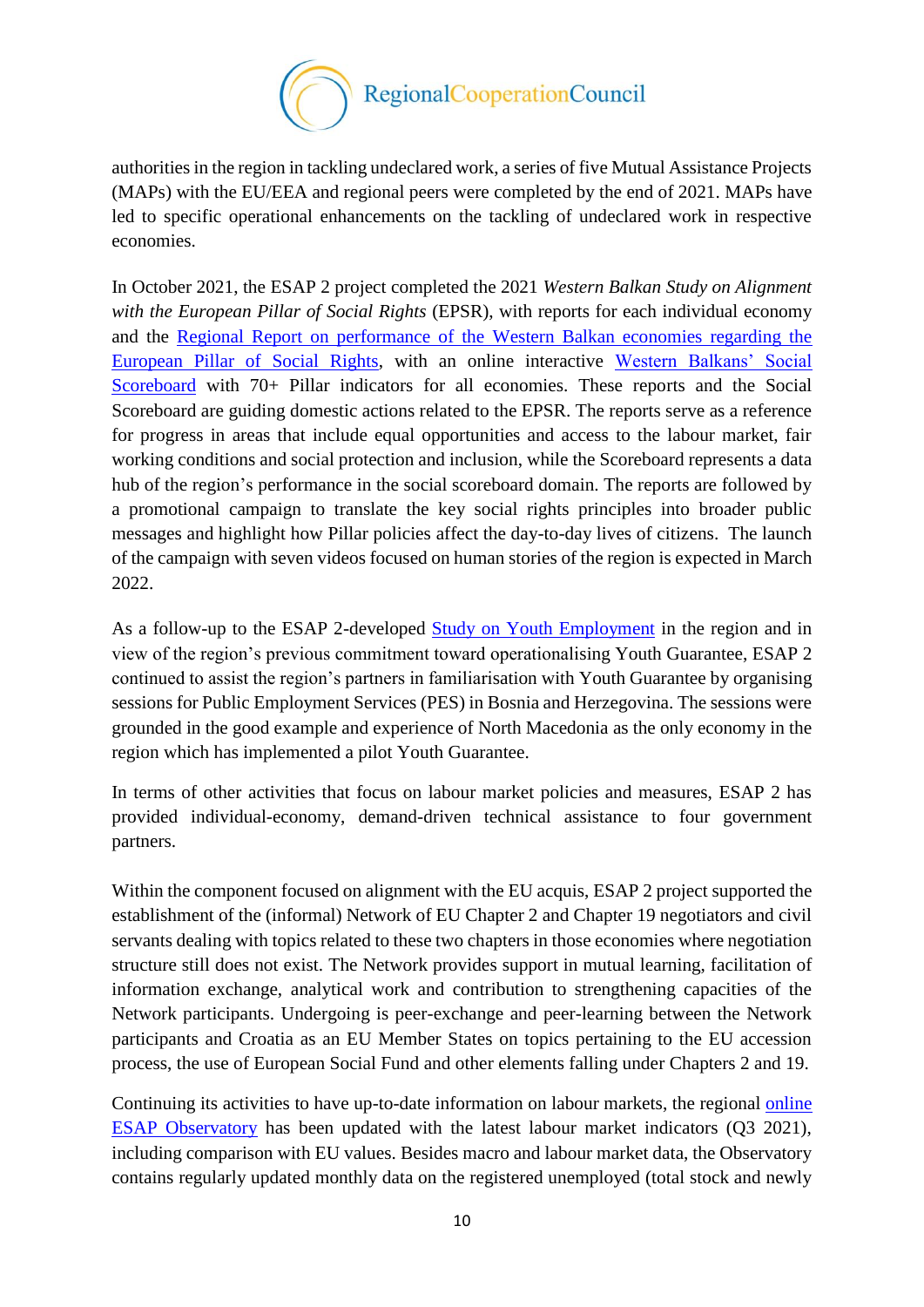authorities in the region in tackling undeclared work, a series of five Mutual Assistance Projects (MAPs) with the EU/EEA and regional peers were completed by the end of 2021. MAPs have led to specific operational enhancements on the tackling of undeclared work in respective economies.

In October 2021, the ESAP 2 project completed the 2021 *Western Balkan Study on Alignment with the European Pillar of Social Rights* (EPSR), with reports for each individual economy and the Regional Report on performance of the Western Balkan economies regarding the European Pillar of Social Rights, with an online interactive Western Balkans' Social Scoreboard with 70+ Pillar indicators for all economies. These reports and the Social Scoreboard are guiding domestic actions related to the EPSR. The reports serve as a reference for progress in areas that include equal opportunities and access to the labour market, fair working conditions and social protection and inclusion, while the Scoreboard represents a data hub of the region's performance in the social scoreboard domain. The reports are followed by a promotional campaign to translate the key social rights principles into broader public messages and highlight how Pillar policies affect the day-to-day lives of citizens. The launch of the campaign with seven videos focused on human stories of the region is expected in March 2022.

As a follow-up to the ESAP 2-developed Study on Youth Employment in the region and in view of the region's previous commitment toward operationalising Youth Guarantee, ESAP 2 continued to assist the region's partners in familiarisation with Youth Guarantee by organising sessions for Public Employment Services (PES) in Bosnia and Herzegovina. The sessions were grounded in the good example and experience of North Macedonia as the only economy in the region which has implemented a pilot Youth Guarantee.

In terms of other activities that focus on labour market policies and measures, ESAP 2 has provided individual-economy, demand-driven technical assistance to four government partners.

Within the component focused on alignment with the EU acquis, ESAP 2 project supported the establishment of the (informal) Network of EU Chapter 2 and Chapter 19 negotiators and civil servants dealing with topics related to these two chapters in those economies where negotiation structure still does not exist. The Network provides support in mutual learning, facilitation of information exchange, analytical work and contribution to strengthening capacities of the Network participants. Undergoing is peer-exchange and peer-learning between the Network participants and Croatia as an EU Member States on topics pertaining to the EU accession process, the use of European Social Fund and other elements falling under Chapters 2 and 19.

Continuing its activities to have up-to-date information on labour markets, the regional online ESAP Observatory has been updated with the latest labour market indicators (Q3 2021), including comparison with EU values. Besides macro and labour market data, the Observatory contains regularly updated monthly data on the registered unemployed (total stock and newly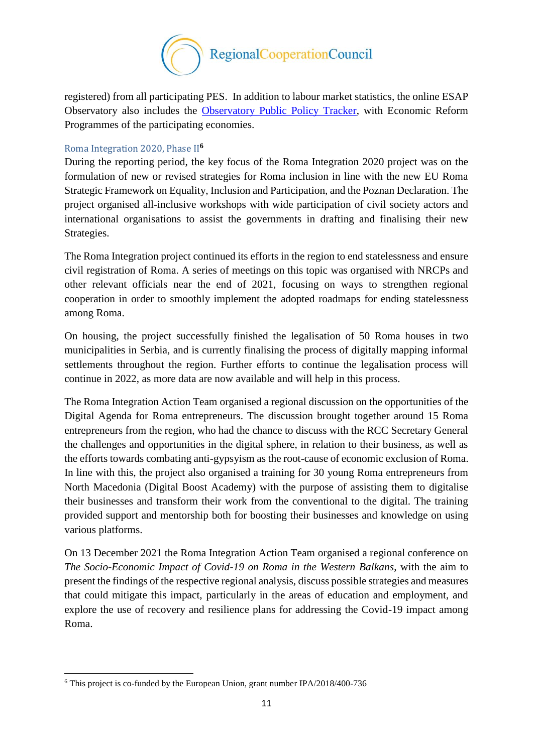registered) from all participating PES. In addition to labour market statistics, the online ESAP Observatory also includes the [Observatory Public Policy Tracker](), with Economic Reform Programmes of the participating economies.

### Roma Integration 2020, Phase II[6]

During the reporting period, the key focus of the Roma Integration 2020 project was on the formulation of new or revised strategies for Roma inclusion in line with the new EU Roma Strategic Framework on Equality, Inclusion and Participation, and the Poznan Declaration. The project organised all-inclusive workshops with wide participation of civil society actors and international organisations to assist the governments in drafting and finalising their new Strategies.

The Roma Integration project continued its efforts in the region to end statelessness and ensure civil registration of Roma. A series of meetings on this topic was organised with NRCPs and other relevant officials near the end of 2021, focusing on ways to strengthen regional cooperation in order to smoothly implement the adopted roadmaps for ending statelessness among Roma.

On housing, the project successfully finished the legalisation of 50 Roma houses in two municipalities in Serbia, and is currently finalising the process of digitally mapping informal settlements throughout the region. Further efforts to continue the legalisation process will continue in 2022, as more data are now available and will help in this process.

The Roma Integration Action Team organised a regional discussion on the opportunities of the Digital Agenda for Roma entrepreneurs. The discussion brought together around 15 Roma entrepreneurs from the region, who had the chance to discuss with the RCC Secretary General the challenges and opportunities in the digital sphere, in relation to their business, as well as the efforts towards combating anti-gypsyism as the root-cause of economic exclusion of Roma. In line with this, the project also organised a training for 30 young Roma entrepreneurs from North Macedonia (Digital Boost Academy) with the purpose of assisting them to digitalise their businesses and transform their work from the conventional to the digital. The training provided support and mentorship both for boosting their businesses and knowledge on using various platforms.

On 13 December 2021 the Roma Integration Action Team organised a regional conference on *The Socio-Economic Impact of Covid-19 on Roma in the Western Balkans*, with the aim to present the findings of the respective regional analysis, discuss possible strategies and measures that could mitigate this impact, particularly in the areas of education and employment, and explore the use of recovery and resilience plans for addressing the Covid-19 impact among Roma.

---

[6] This project is co-funded by the European Union, grant number IPA/2018/400-736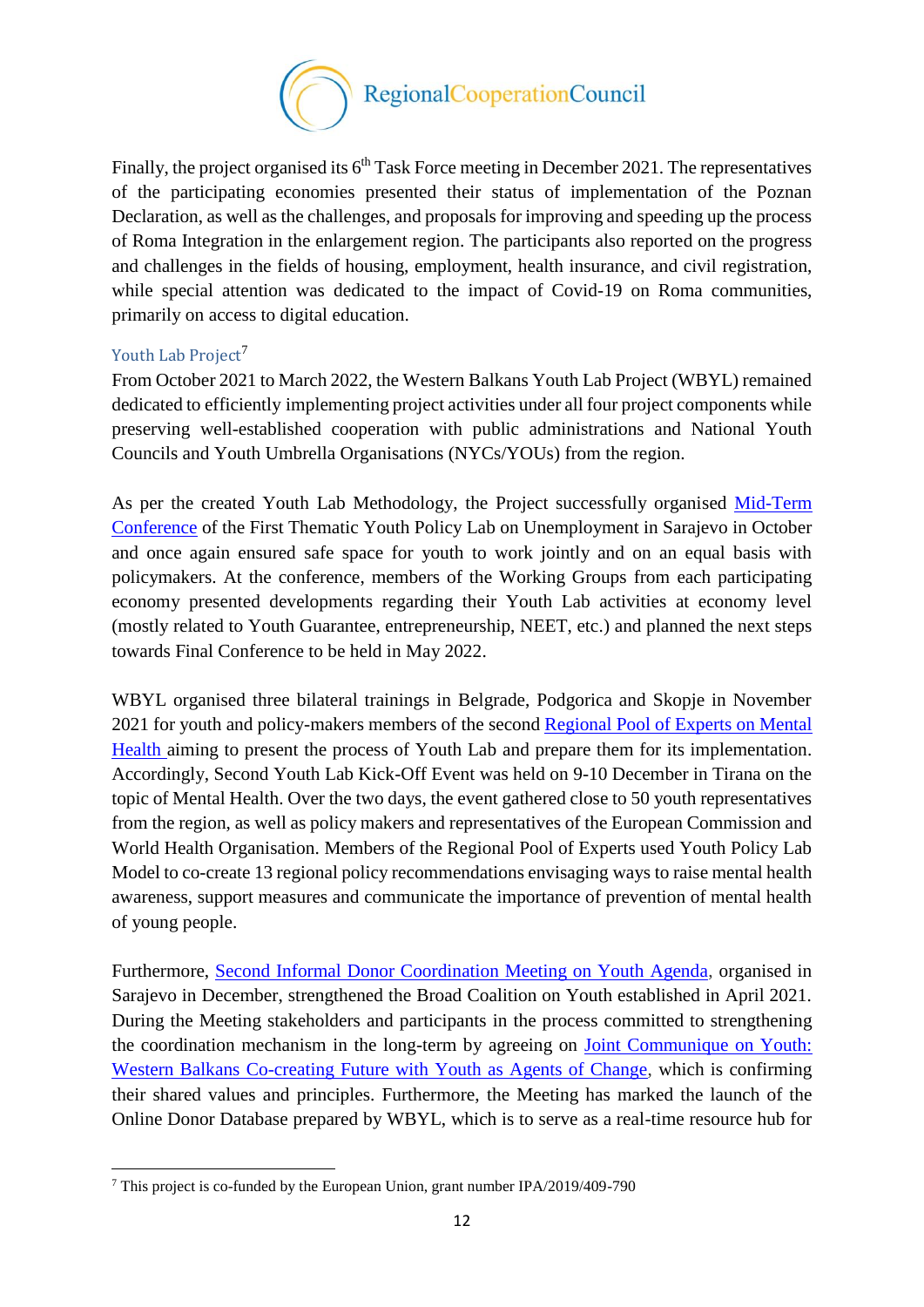Finally, the project organised its 6th Task Force meeting in December 2021. The representatives of the participating economies presented their status of implementation of the Poznan Declaration, as well as the challenges, and proposals for improving and speeding up the process of Roma Integration in the enlargement region. The participants also reported on the progress and challenges in the fields of housing, employment, health insurance, and civil registration, while special attention was dedicated to the impact of Covid-19 on Roma communities, primarily on access to digital education.

### Youth Lab Project[7]

From October 2021 to March 2022, the Western Balkans Youth Lab Project (WBYL) remained dedicated to efficiently implementing project activities under all four project components while preserving well-established cooperation with public administrations and National Youth Councils and Youth Umbrella Organisations (NYCs/YOUs) from the region.

As per the created Youth Lab Methodology, the Project successfully organised Mid-Term Conference of the First Thematic Youth Policy Lab on Unemployment in Sarajevo in October and once again ensured safe space for youth to work jointly and on an equal basis with policymakers. At the conference, members of the Working Groups from each participating economy presented developments regarding their Youth Lab activities at economy level (mostly related to Youth Guarantee, entrepreneurship, NEET, etc.) and planned the next steps towards Final Conference to be held in May 2022.

WBYL organised three bilateral trainings in Belgrade, Podgorica and Skopje in November 2021 for youth and policy-makers members of the second Regional Pool of Experts on Mental Health aiming to present the process of Youth Lab and prepare them for its implementation. Accordingly, Second Youth Lab Kick-Off Event was held on 9-10 December in Tirana on the topic of Mental Health. Over the two days, the event gathered close to 50 youth representatives from the region, as well as policy makers and representatives of the European Commission and World Health Organisation. Members of the Regional Pool of Experts used Youth Policy Lab Model to co-create 13 regional policy recommendations envisaging ways to raise mental health awareness, support measures and communicate the importance of prevention of mental health of young people.

Furthermore, Second Informal Donor Coordination Meeting on Youth Agenda, organised in Sarajevo in December, strengthened the Broad Coalition on Youth established in April 2021. During the Meeting stakeholders and participants in the process committed to strengthening the coordination mechanism in the long-term by agreeing on Joint Communique on Youth: Western Balkans Co-creating Future with Youth as Agents of Change, which is confirming their shared values and principles. Furthermore, the Meeting has marked the launch of the Online Donor Database prepared by WBYL, which is to serve as a real-time resource hub for

---

[7] This project is co-funded by the European Union, grant number IPA/2019/409-790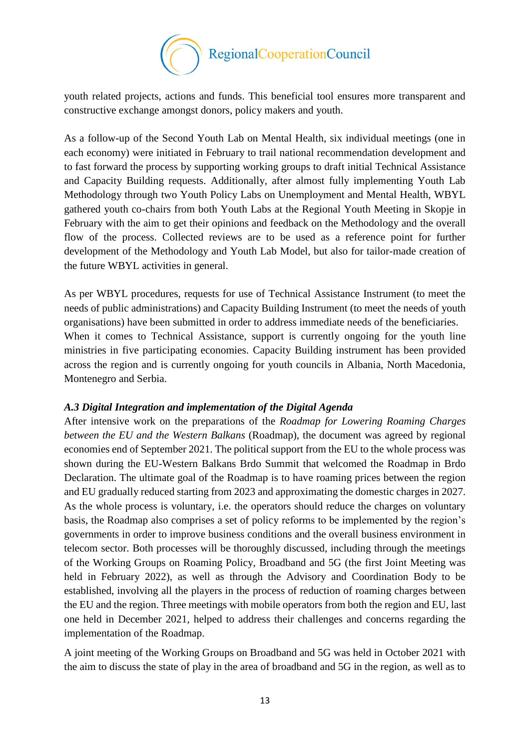youth related projects, actions and funds. This beneficial tool ensures more transparent and constructive exchange amongst donors, policy makers and youth.

As a follow-up of the Second Youth Lab on Mental Health, six individual meetings (one in each economy) were initiated in February to trail national recommendation development and to fast forward the process by supporting working groups to draft initial Technical Assistance and Capacity Building requests. Additionally, after almost fully implementing Youth Lab Methodology through two Youth Policy Labs on Unemployment and Mental Health, WBYL gathered youth co-chairs from both Youth Labs at the Regional Youth Meeting in Skopje in February with the aim to get their opinions and feedback on the Methodology and the overall flow of the process. Collected reviews are to be used as a reference point for further development of the Methodology and Youth Lab Model, but also for tailor-made creation of the future WBYL activities in general.

As per WBYL procedures, requests for use of Technical Assistance Instrument (to meet the needs of public administrations) and Capacity Building Instrument (to meet the needs of youth organisations) have been submitted in order to address immediate needs of the beneficiaries. When it comes to Technical Assistance, support is currently ongoing for the youth line ministries in five participating economies. Capacity Building instrument has been provided across the region and is currently ongoing for youth councils in Albania, North Macedonia, Montenegro and Serbia.

***A.3 Digital Integration and implementation of the Digital Agenda***

After intensive work on the preparations of the *Roadmap for Lowering Roaming Charges between the EU and the Western Balkans* (Roadmap), the document was agreed by regional economies end of September 2021. The political support from the EU to the whole process was shown during the EU-Western Balkans Brdo Summit that welcomed the Roadmap in Brdo Declaration. The ultimate goal of the Roadmap is to have roaming prices between the region and EU gradually reduced starting from 2023 and approximating the domestic charges in 2027. As the whole process is voluntary, i.e. the operators should reduce the charges on voluntary basis, the Roadmap also comprises a set of policy reforms to be implemented by the region's governments in order to improve business conditions and the overall business environment in telecom sector. Both processes will be thoroughly discussed, including through the meetings of the Working Groups on Roaming Policy, Broadband and 5G (the first Joint Meeting was held in February 2022), as well as through the Advisory and Coordination Body to be established, involving all the players in the process of reduction of roaming charges between the EU and the region. Three meetings with mobile operators from both the region and EU, last one held in December 2021, helped to address their challenges and concerns regarding the implementation of the Roadmap.

A joint meeting of the Working Groups on Broadband and 5G was held in October 2021 with the aim to discuss the state of play in the area of broadband and 5G in the region, as well as to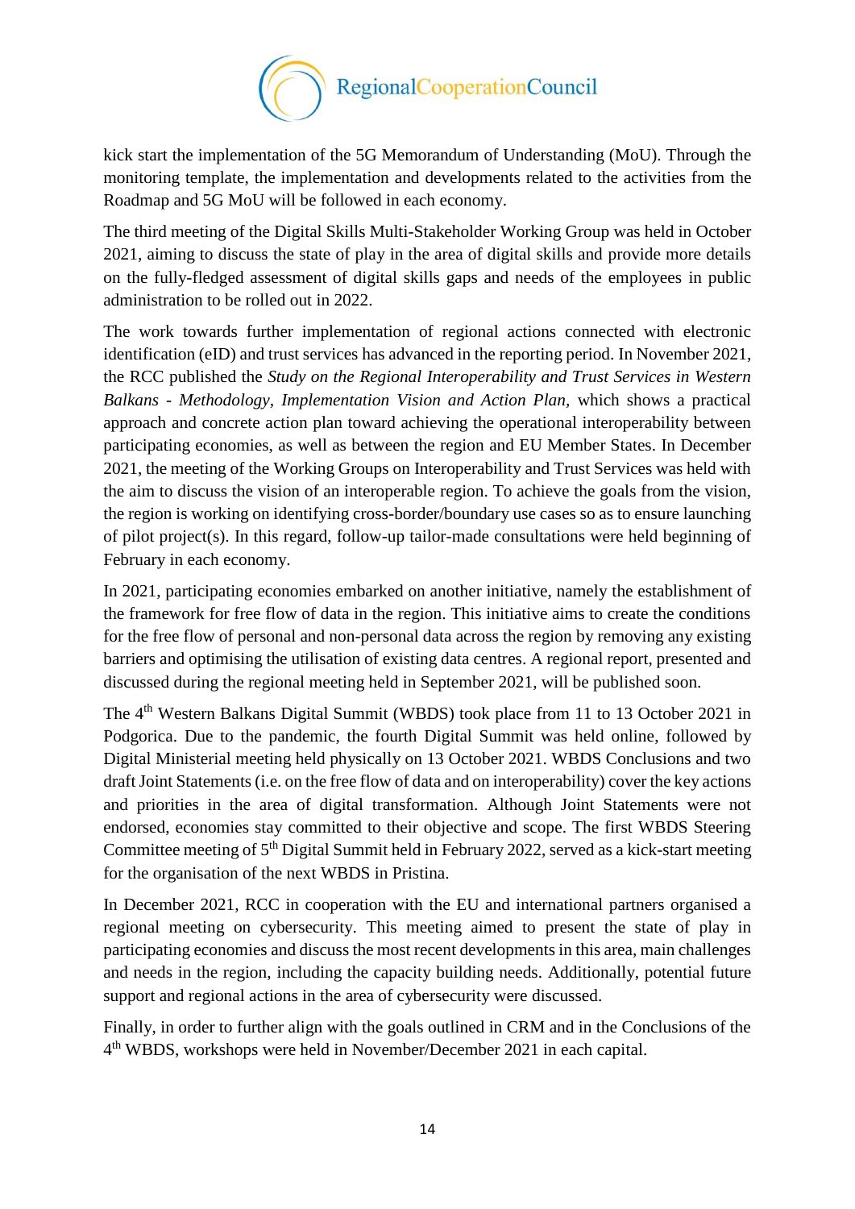kick start the implementation of the 5G Memorandum of Understanding (MoU). Through the monitoring template, the implementation and developments related to the activities from the Roadmap and 5G MoU will be followed in each economy.

The third meeting of the Digital Skills Multi-Stakeholder Working Group was held in October 2021, aiming to discuss the state of play in the area of digital skills and provide more details on the fully-fledged assessment of digital skills gaps and needs of the employees in public administration to be rolled out in 2022.

The work towards further implementation of regional actions connected with electronic identification (eID) and trust services has advanced in the reporting period. In November 2021, the RCC published the *Study on the Regional Interoperability and Trust Services in Western Balkans - Methodology, Implementation Vision and Action Plan*, which shows a practical approach and concrete action plan toward achieving the operational interoperability between participating economies, as well as between the region and EU Member States. In December 2021, the meeting of the Working Groups on Interoperability and Trust Services was held with the aim to discuss the vision of an interoperable region. To achieve the goals from the vision, the region is working on identifying cross-border/boundary use cases so as to ensure launching of pilot project(s). In this regard, follow-up tailor-made consultations were held beginning of February in each economy.

In 2021, participating economies embarked on another initiative, namely the establishment of the framework for free flow of data in the region. This initiative aims to create the conditions for the free flow of personal and non-personal data across the region by removing any existing barriers and optimising the utilisation of existing data centres. A regional report, presented and discussed during the regional meeting held in September 2021, will be published soon.

The 4th Western Balkans Digital Summit (WBDS) took place from 11 to 13 October 2021 in Podgorica. Due to the pandemic, the fourth Digital Summit was held online, followed by Digital Ministerial meeting held physically on 13 October 2021. WBDS Conclusions and two draft Joint Statements (i.e. on the free flow of data and on interoperability) cover the key actions and priorities in the area of digital transformation. Although Joint Statements were not endorsed, economies stay committed to their objective and scope. The first WBDS Steering Committee meeting of 5th Digital Summit held in February 2022, served as a kick-start meeting for the organisation of the next WBDS in Pristina.

In December 2021, RCC in cooperation with the EU and international partners organised a regional meeting on cybersecurity. This meeting aimed to present the state of play in participating economies and discuss the most recent developments in this area, main challenges and needs in the region, including the capacity building needs. Additionally, potential future support and regional actions in the area of cybersecurity were discussed.

Finally, in order to further align with the goals outlined in CRM and in the Conclusions of the 4th WBDS, workshops were held in November/December 2021 in each capital.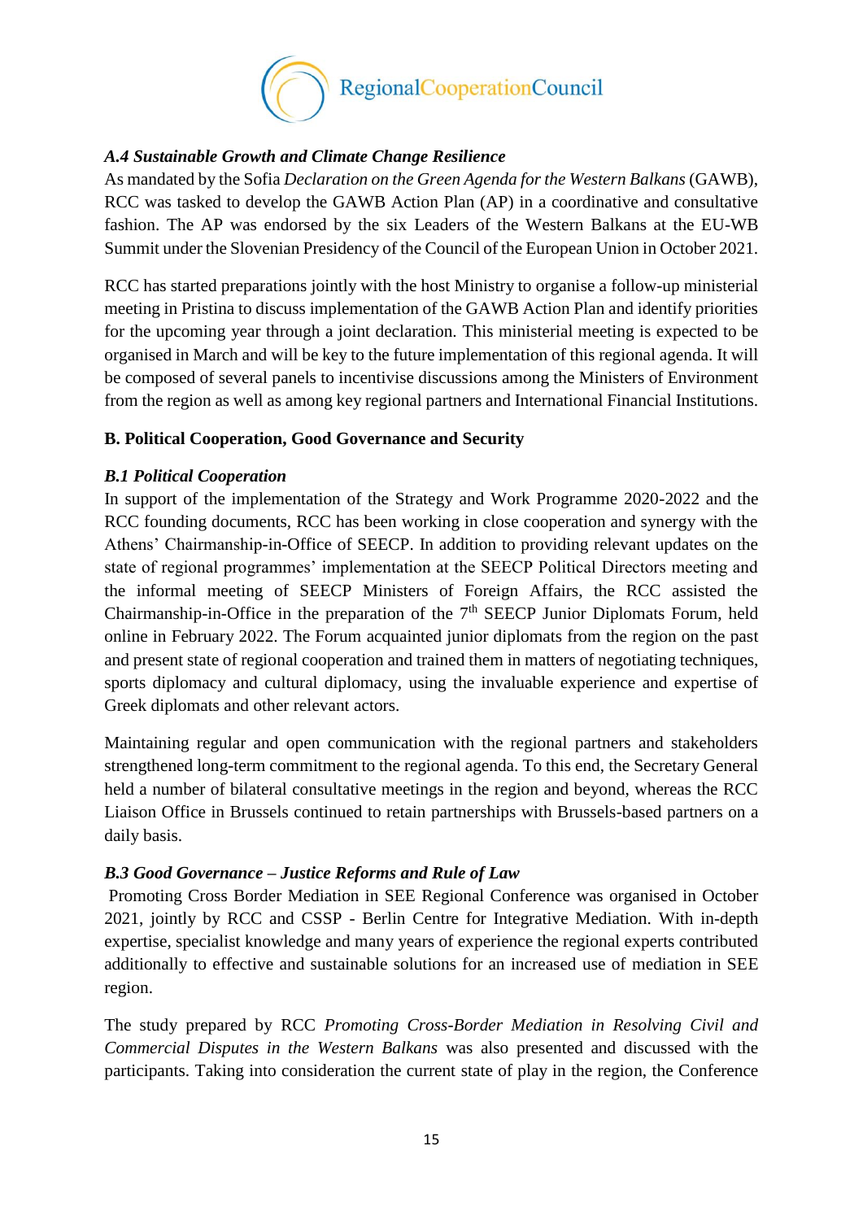### *A.4 Sustainable Growth and Climate Change Resilience*

As mandated by the Sofia *Declaration on the Green Agenda for the Western Balkans* (GAWB), RCC was tasked to develop the GAWB Action Plan (AP) in a coordinative and consultative fashion. The AP was endorsed by the six Leaders of the Western Balkans at the EU-WB Summit under the Slovenian Presidency of the Council of the European Union in October 2021.

RCC has started preparations jointly with the host Ministry to organise a follow-up ministerial meeting in Pristina to discuss implementation of the GAWB Action Plan and identify priorities for the upcoming year through a joint declaration. This ministerial meeting is expected to be organised in March and will be key to the future implementation of this regional agenda. It will be composed of several panels to incentivise discussions among the Ministers of Environment from the region as well as among key regional partners and International Financial Institutions.

## B. Political Cooperation, Good Governance and Security

### *B.1 Political Cooperation*

In support of the implementation of the Strategy and Work Programme 2020-2022 and the RCC founding documents, RCC has been working in close cooperation and synergy with the Athens' Chairmanship-in-Office of SEECP. In addition to providing relevant updates on the state of regional programmes' implementation at the SEECP Political Directors meeting and the informal meeting of SEECP Ministers of Foreign Affairs, the RCC assisted the Chairmanship-in-Office in the preparation of the 7th SEECP Junior Diplomats Forum, held online in February 2022. The Forum acquainted junior diplomats from the region on the past and present state of regional cooperation and trained them in matters of negotiating techniques, sports diplomacy and cultural diplomacy, using the invaluable experience and expertise of Greek diplomats and other relevant actors.

Maintaining regular and open communication with the regional partners and stakeholders strengthened long-term commitment to the regional agenda. To this end, the Secretary General held a number of bilateral consultative meetings in the region and beyond, whereas the RCC Liaison Office in Brussels continued to retain partnerships with Brussels-based partners on a daily basis.

### *B.3 Good Governance – Justice Reforms and Rule of Law*

Promoting Cross Border Mediation in SEE Regional Conference was organised in October 2021, jointly by RCC and CSSP - Berlin Centre for Integrative Mediation. With in-depth expertise, specialist knowledge and many years of experience the regional experts contributed additionally to effective and sustainable solutions for an increased use of mediation in SEE region.

The study prepared by RCC *Promoting Cross-Border Mediation in Resolving Civil and Commercial Disputes in the Western Balkans* was also presented and discussed with the participants. Taking into consideration the current state of play in the region, the Conference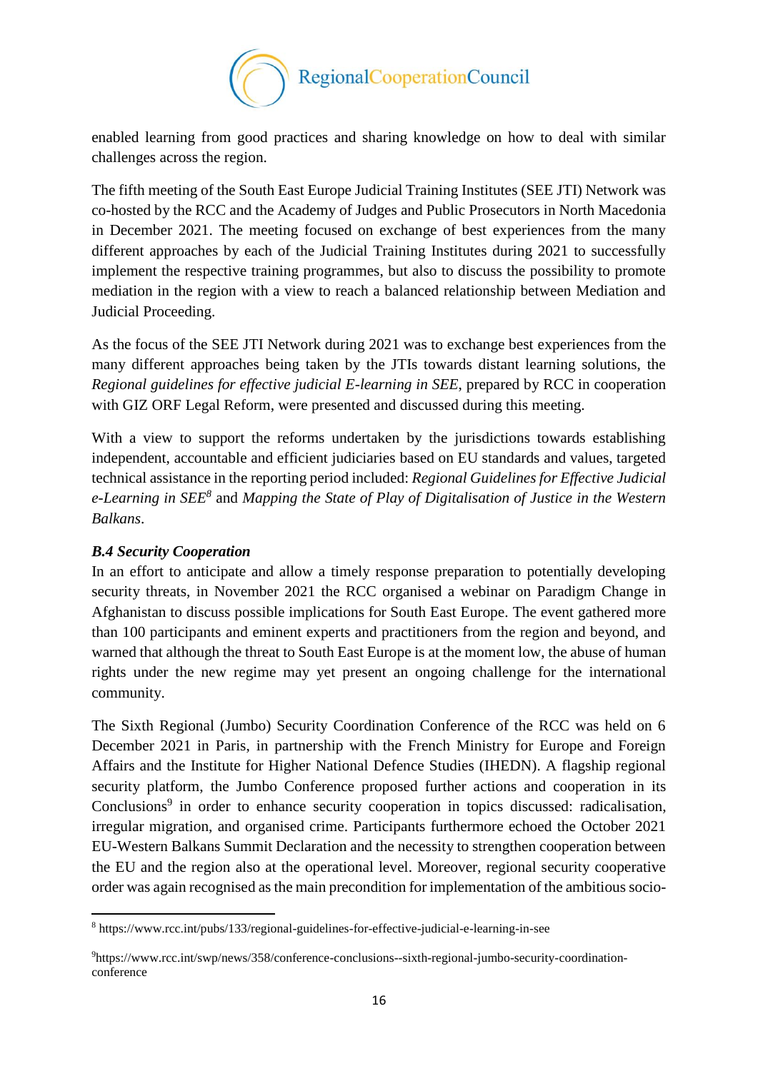enabled learning from good practices and sharing knowledge on how to deal with similar challenges across the region.

The fifth meeting of the South East Europe Judicial Training Institutes (SEE JTI) Network was co-hosted by the RCC and the Academy of Judges and Public Prosecutors in North Macedonia in December 2021. The meeting focused on exchange of best experiences from the many different approaches by each of the Judicial Training Institutes during 2021 to successfully implement the respective training programmes, but also to discuss the possibility to promote mediation in the region with a view to reach a balanced relationship between Mediation and Judicial Proceeding.

As the focus of the SEE JTI Network during 2021 was to exchange best experiences from the many different approaches being taken by the JTIs towards distant learning solutions, the *Regional guidelines for effective judicial E-learning in SEE*, prepared by RCC in cooperation with GIZ ORF Legal Reform, were presented and discussed during this meeting.

With a view to support the reforms undertaken by the jurisdictions towards establishing independent, accountable and efficient judiciaries based on EU standards and values, targeted technical assistance in the reporting period included: *Regional Guidelines for Effective Judicial e-Learning in SEE*[8] and *Mapping the State of Play of Digitalisation of Justice in the Western Balkans*.

### *B.4 Security Cooperation*

In an effort to anticipate and allow a timely response preparation to potentially developing security threats, in November 2021 the RCC organised a webinar on Paradigm Change in Afghanistan to discuss possible implications for South East Europe. The event gathered more than 100 participants and eminent experts and practitioners from the region and beyond, and warned that although the threat to South East Europe is at the moment low, the abuse of human rights under the new regime may yet present an ongoing challenge for the international community.

The Sixth Regional (Jumbo) Security Coordination Conference of the RCC was held on 6 December 2021 in Paris, in partnership with the French Ministry for Europe and Foreign Affairs and the Institute for Higher National Defence Studies (IHEDN). A flagship regional security platform, the Jumbo Conference proposed further actions and cooperation in its Conclusions[9] in order to enhance security cooperation in topics discussed: radicalisation, irregular migration, and organised crime. Participants furthermore echoed the October 2021 EU-Western Balkans Summit Declaration and the necessity to strengthen cooperation between the EU and the region also at the operational level. Moreover, regional security cooperative order was again recognised as the main precondition for implementation of the ambitious socio-

---

[8] https://www.rcc.int/pubs/133/regional-guidelines-for-effective-judicial-e-learning-in-see

[9] https://www.rcc.int/swp/news/358/conference-conclusions--sixth-regional-jumbo-security-coordination-conference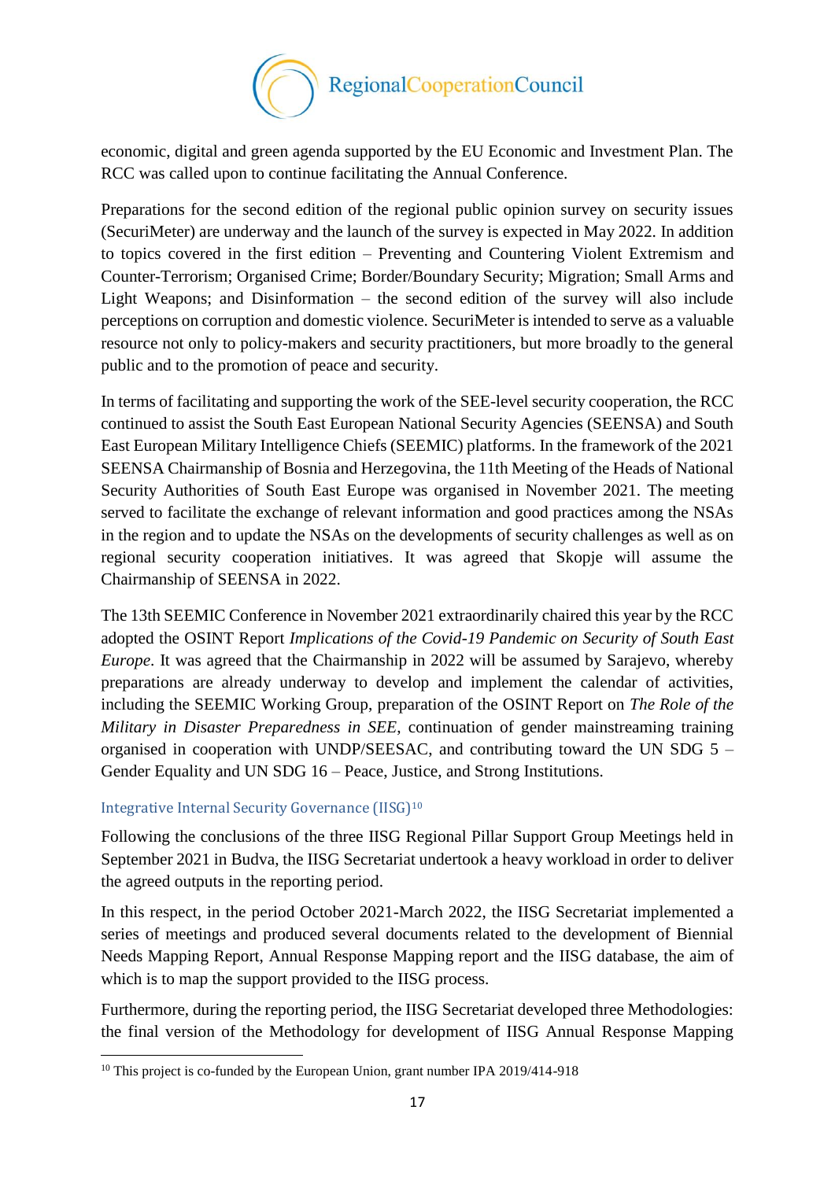economic, digital and green agenda supported by the EU Economic and Investment Plan. The RCC was called upon to continue facilitating the Annual Conference.

Preparations for the second edition of the regional public opinion survey on security issues (SecuriMeter) are underway and the launch of the survey is expected in May 2022. In addition to topics covered in the first edition – Preventing and Countering Violent Extremism and Counter-Terrorism; Organised Crime; Border/Boundary Security; Migration; Small Arms and Light Weapons; and Disinformation – the second edition of the survey will also include perceptions on corruption and domestic violence. SecuriMeter is intended to serve as a valuable resource not only to policy-makers and security practitioners, but more broadly to the general public and to the promotion of peace and security.

In terms of facilitating and supporting the work of the SEE-level security cooperation, the RCC continued to assist the South East European National Security Agencies (SEENSA) and South East European Military Intelligence Chiefs (SEEMIC) platforms. In the framework of the 2021 SEENSA Chairmanship of Bosnia and Herzegovina, the 11th Meeting of the Heads of National Security Authorities of South East Europe was organised in November 2021. The meeting served to facilitate the exchange of relevant information and good practices among the NSAs in the region and to update the NSAs on the developments of security challenges as well as on regional security cooperation initiatives. It was agreed that Skopje will assume the Chairmanship of SEENSA in 2022.

The 13th SEEMIC Conference in November 2021 extraordinarily chaired this year by the RCC adopted the OSINT Report *Implications of the Covid-19 Pandemic on Security of South East Europe*. It was agreed that the Chairmanship in 2022 will be assumed by Sarajevo, whereby preparations are already underway to develop and implement the calendar of activities, including the SEEMIC Working Group, preparation of the OSINT Report on *The Role of the Military in Disaster Preparedness in SEE*, continuation of gender mainstreaming training organised in cooperation with UNDP/SEESAC, and contributing toward the UN SDG 5 – Gender Equality and UN SDG 16 – Peace, Justice, and Strong Institutions.

### Integrative Internal Security Governance (IISG)[10]

Following the conclusions of the three IISG Regional Pillar Support Group Meetings held in September 2021 in Budva, the IISG Secretariat undertook a heavy workload in order to deliver the agreed outputs in the reporting period.

In this respect, in the period October 2021-March 2022, the IISG Secretariat implemented a series of meetings and produced several documents related to the development of Biennial Needs Mapping Report, Annual Response Mapping report and the IISG database, the aim of which is to map the support provided to the IISG process.

Furthermore, during the reporting period, the IISG Secretariat developed three Methodologies: the final version of the Methodology for development of IISG Annual Response Mapping

[10] This project is co-funded by the European Union, grant number IPA 2019/414-918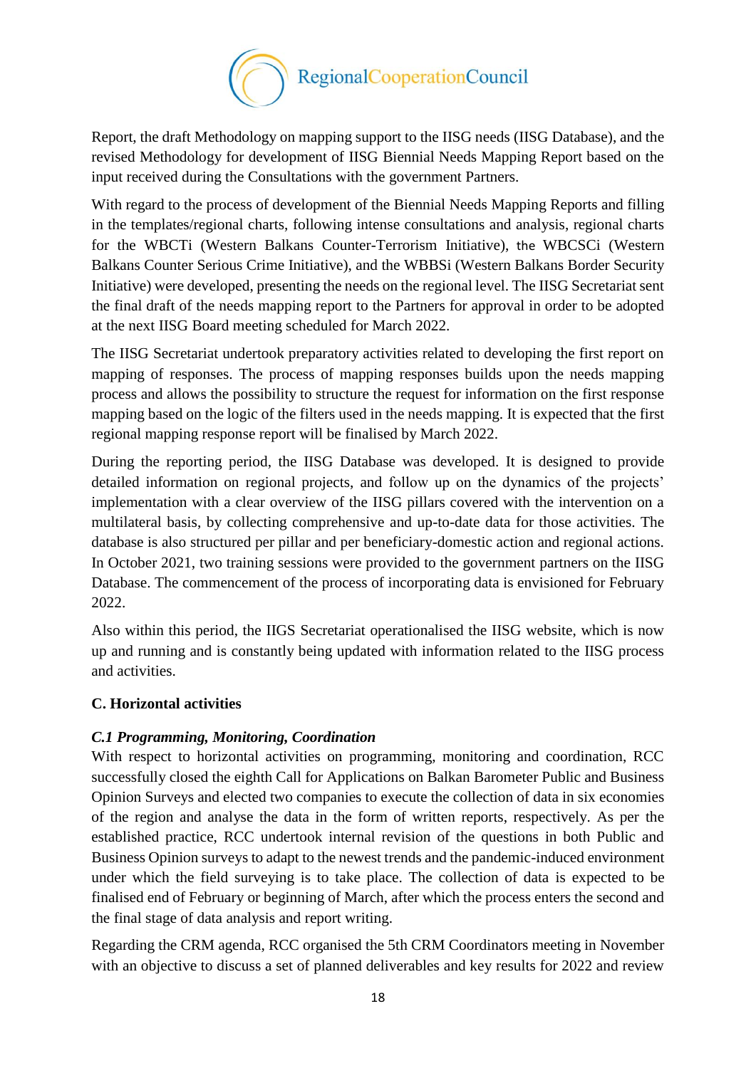Report, the draft Methodology on mapping support to the IISG needs (IISG Database), and the revised Methodology for development of IISG Biennial Needs Mapping Report based on the input received during the Consultations with the government Partners.

With regard to the process of development of the Biennial Needs Mapping Reports and filling in the templates/regional charts, following intense consultations and analysis, regional charts for the WBCTi (Western Balkans Counter-Terrorism Initiative), the WBCSCi (Western Balkans Counter Serious Crime Initiative), and the WBBSi (Western Balkans Border Security Initiative) were developed, presenting the needs on the regional level. The IISG Secretariat sent the final draft of the needs mapping report to the Partners for approval in order to be adopted at the next IISG Board meeting scheduled for March 2022.

The IISG Secretariat undertook preparatory activities related to developing the first report on mapping of responses. The process of mapping responses builds upon the needs mapping process and allows the possibility to structure the request for information on the first response mapping based on the logic of the filters used in the needs mapping. It is expected that the first regional mapping response report will be finalised by March 2022.

During the reporting period, the IISG Database was developed. It is designed to provide detailed information on regional projects, and follow up on the dynamics of the projects' implementation with a clear overview of the IISG pillars covered with the intervention on a multilateral basis, by collecting comprehensive and up-to-date data for those activities. The database is also structured per pillar and per beneficiary-domestic action and regional actions. In October 2021, two training sessions were provided to the government partners on the IISG Database. The commencement of the process of incorporating data is envisioned for February 2022.

Also within this period, the IIGS Secretariat operationalised the IISG website, which is now up and running and is constantly being updated with information related to the IISG process and activities.

## C. Horizontal activities

### *C.1 Programming, Monitoring, Coordination*

With respect to horizontal activities on programming, monitoring and coordination, RCC successfully closed the eighth Call for Applications on Balkan Barometer Public and Business Opinion Surveys and elected two companies to execute the collection of data in six economies of the region and analyse the data in the form of written reports, respectively. As per the established practice, RCC undertook internal revision of the questions in both Public and Business Opinion surveys to adapt to the newest trends and the pandemic-induced environment under which the field surveying is to take place. The collection of data is expected to be finalised end of February or beginning of March, after which the process enters the second and the final stage of data analysis and report writing.

Regarding the CRM agenda, RCC organised the 5th CRM Coordinators meeting in November with an objective to discuss a set of planned deliverables and key results for 2022 and review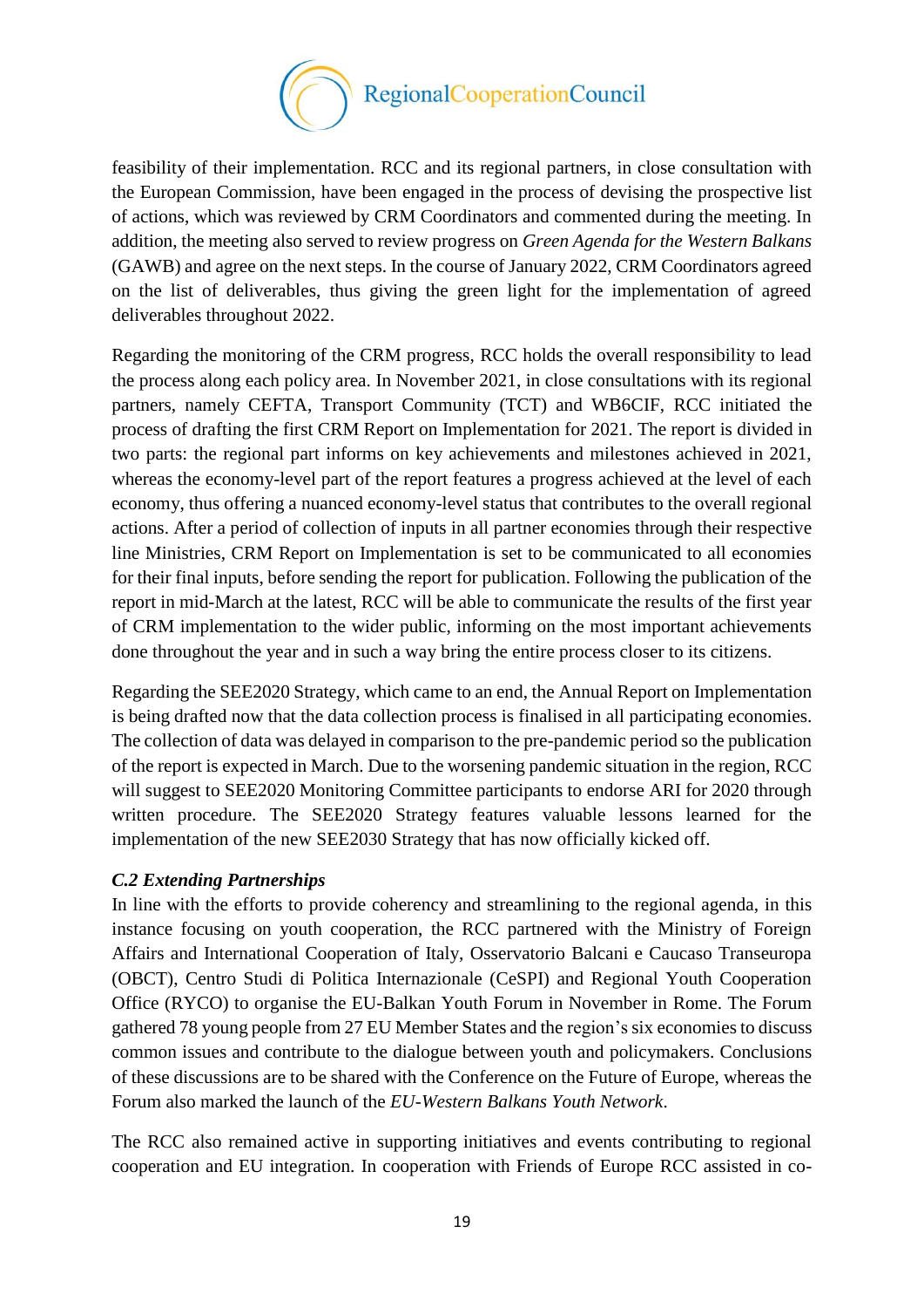feasibility of their implementation. RCC and its regional partners, in close consultation with the European Commission, have been engaged in the process of devising the prospective list of actions, which was reviewed by CRM Coordinators and commented during the meeting. In addition, the meeting also served to review progress on *Green Agenda for the Western Balkans* (GAWB) and agree on the next steps. In the course of January 2022, CRM Coordinators agreed on the list of deliverables, thus giving the green light for the implementation of agreed deliverables throughout 2022.

Regarding the monitoring of the CRM progress, RCC holds the overall responsibility to lead the process along each policy area. In November 2021, in close consultations with its regional partners, namely CEFTA, Transport Community (TCT) and WB6CIF, RCC initiated the process of drafting the first CRM Report on Implementation for 2021. The report is divided in two parts: the regional part informs on key achievements and milestones achieved in 2021, whereas the economy-level part of the report features a progress achieved at the level of each economy, thus offering a nuanced economy-level status that contributes to the overall regional actions. After a period of collection of inputs in all partner economies through their respective line Ministries, CRM Report on Implementation is set to be communicated to all economies for their final inputs, before sending the report for publication. Following the publication of the report in mid-March at the latest, RCC will be able to communicate the results of the first year of CRM implementation to the wider public, informing on the most important achievements done throughout the year and in such a way bring the entire process closer to its citizens.

Regarding the SEE2020 Strategy, which came to an end, the Annual Report on Implementation is being drafted now that the data collection process is finalised in all participating economies. The collection of data was delayed in comparison to the pre-pandemic period so the publication of the report is expected in March. Due to the worsening pandemic situation in the region, RCC will suggest to SEE2020 Monitoring Committee participants to endorse ARI for 2020 through written procedure. The SEE2020 Strategy features valuable lessons learned for the implementation of the new SEE2030 Strategy that has now officially kicked off.

### *C.2 Extending Partnerships*

In line with the efforts to provide coherency and streamlining to the regional agenda, in this instance focusing on youth cooperation, the RCC partnered with the Ministry of Foreign Affairs and International Cooperation of Italy, Osservatorio Balcani e Caucaso Transeuropa (OBCT), Centro Studi di Politica Internazionale (CeSPI) and Regional Youth Cooperation Office (RYCO) to organise the EU-Balkan Youth Forum in November in Rome. The Forum gathered 78 young people from 27 EU Member States and the region's six economies to discuss common issues and contribute to the dialogue between youth and policymakers. Conclusions of these discussions are to be shared with the Conference on the Future of Europe, whereas the Forum also marked the launch of the *EU-Western Balkans Youth Network*.

The RCC also remained active in supporting initiatives and events contributing to regional cooperation and EU integration. In cooperation with Friends of Europe RCC assisted in co-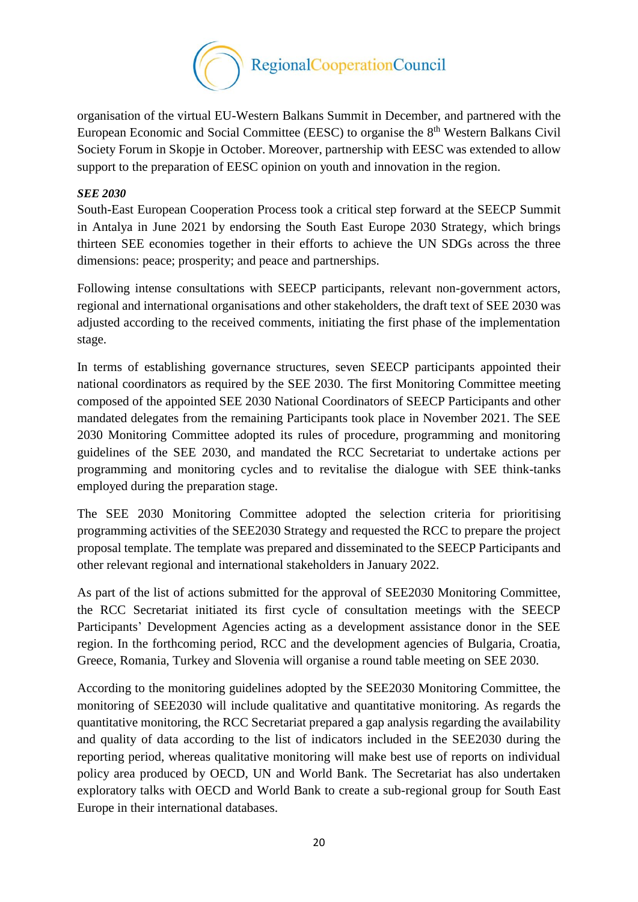organisation of the virtual EU-Western Balkans Summit in December, and partnered with the European Economic and Social Committee (EESC) to organise the 8th Western Balkans Civil Society Forum in Skopje in October. Moreover, partnership with EESC was extended to allow support to the preparation of EESC opinion on youth and innovation in the region.

***SEE 2030***

South-East European Cooperation Process took a critical step forward at the SEECP Summit in Antalya in June 2021 by endorsing the South East Europe 2030 Strategy, which brings thirteen SEE economies together in their efforts to achieve the UN SDGs across the three dimensions: peace; prosperity; and peace and partnerships.

Following intense consultations with SEECP participants, relevant non-government actors, regional and international organisations and other stakeholders, the draft text of SEE 2030 was adjusted according to the received comments, initiating the first phase of the implementation stage.

In terms of establishing governance structures, seven SEECP participants appointed their national coordinators as required by the SEE 2030. The first Monitoring Committee meeting composed of the appointed SEE 2030 National Coordinators of SEECP Participants and other mandated delegates from the remaining Participants took place in November 2021. The SEE 2030 Monitoring Committee adopted its rules of procedure, programming and monitoring guidelines of the SEE 2030, and mandated the RCC Secretariat to undertake actions per programming and monitoring cycles and to revitalise the dialogue with SEE think-tanks employed during the preparation stage.

The SEE 2030 Monitoring Committee adopted the selection criteria for prioritising programming activities of the SEE2030 Strategy and requested the RCC to prepare the project proposal template. The template was prepared and disseminated to the SEECP Participants and other relevant regional and international stakeholders in January 2022.

As part of the list of actions submitted for the approval of SEE2030 Monitoring Committee, the RCC Secretariat initiated its first cycle of consultation meetings with the SEECP Participants' Development Agencies acting as a development assistance donor in the SEE region. In the forthcoming period, RCC and the development agencies of Bulgaria, Croatia, Greece, Romania, Turkey and Slovenia will organise a round table meeting on SEE 2030.

According to the monitoring guidelines adopted by the SEE2030 Monitoring Committee, the monitoring of SEE2030 will include qualitative and quantitative monitoring. As regards the quantitative monitoring, the RCC Secretariat prepared a gap analysis regarding the availability and quality of data according to the list of indicators included in the SEE2030 during the reporting period, whereas qualitative monitoring will make best use of reports on individual policy area produced by OECD, UN and World Bank. The Secretariat has also undertaken exploratory talks with OECD and World Bank to create a sub-regional group for South East Europe in their international databases.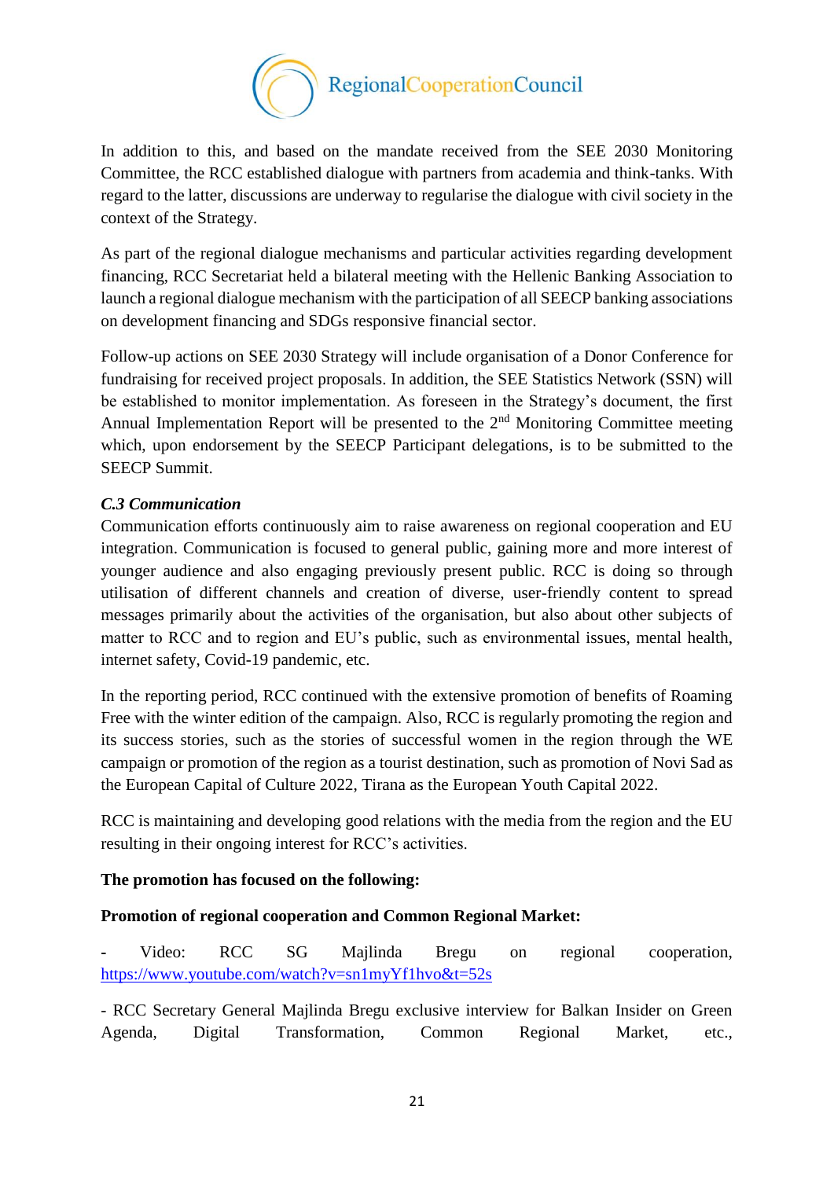In addition to this, and based on the mandate received from the SEE 2030 Monitoring Committee, the RCC established dialogue with partners from academia and think-tanks. With regard to the latter, discussions are underway to regularise the dialogue with civil society in the context of the Strategy.

As part of the regional dialogue mechanisms and particular activities regarding development financing, RCC Secretariat held a bilateral meeting with the Hellenic Banking Association to launch a regional dialogue mechanism with the participation of all SEECP banking associations on development financing and SDGs responsive financial sector.

Follow-up actions on SEE 2030 Strategy will include organisation of a Donor Conference for fundraising for received project proposals. In addition, the SEE Statistics Network (SSN) will be established to monitor implementation. As foreseen in the Strategy's document, the first Annual Implementation Report will be presented to the 2nd Monitoring Committee meeting which, upon endorsement by the SEECP Participant delegations, is to be submitted to the SEECP Summit.

### *C.3 Communication*

Communication efforts continuously aim to raise awareness on regional cooperation and EU integration. Communication is focused to general public, gaining more and more interest of younger audience and also engaging previously present public. RCC is doing so through utilisation of different channels and creation of diverse, user-friendly content to spread messages primarily about the activities of the organisation, but also about other subjects of matter to RCC and to region and EU's public, such as environmental issues, mental health, internet safety, Covid-19 pandemic, etc.

In the reporting period, RCC continued with the extensive promotion of benefits of Roaming Free with the winter edition of the campaign. Also, RCC is regularly promoting the region and its success stories, such as the stories of successful women in the region through the WE campaign or promotion of the region as a tourist destination, such as promotion of Novi Sad as the European Capital of Culture 2022, Tirana as the European Youth Capital 2022.

RCC is maintaining and developing good relations with the media from the region and the EU resulting in their ongoing interest for RCC's activities.

**The promotion has focused on the following:**

**Promotion of regional cooperation and Common Regional Market:**

- Video: RCC SG Majlinda Bregu on regional cooperation, https://www.youtube.com/watch?v=sn1myYf1hvo&t=52s

- RCC Secretary General Majlinda Bregu exclusive interview for Balkan Insider on Green Agenda, Digital Transformation, Common Regional Market, etc.,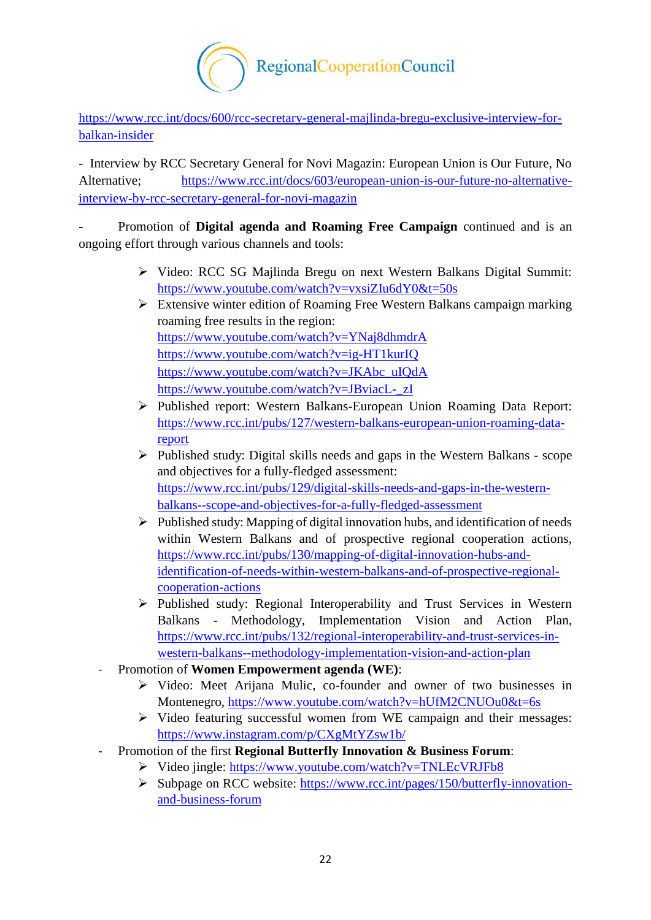https://www.rcc.int/docs/600/rcc-secretary-general-majlinda-bregu-exclusive-interview-for-balkan-insider

- Interview by RCC Secretary General for Novi Magazin: European Union is Our Future, No Alternative; https://www.rcc.int/docs/603/european-union-is-our-future-no-alternative-interview-by-rcc-secretary-general-for-novi-magazin

- Promotion of **Digital agenda and Roaming Free Campaign** continued and is an ongoing effort through various channels and tools:
  - ➢ Video: RCC SG Majlinda Bregu on next Western Balkans Digital Summit: https://www.youtube.com/watch?v=vxsiZIu6dY0&t=50s
  - ➢ Extensive winter edition of Roaming Free Western Balkans campaign marking roaming free results in the region:
    https://www.youtube.com/watch?v=YNaj8dhmdrA
    https://www.youtube.com/watch?v=ig-HT1kurIQ
    https://www.youtube.com/watch?v=JKAbc_uIQdA
    https://www.youtube.com/watch?v=JBviacL-_zI
  - ➢ Published report: Western Balkans-European Union Roaming Data Report: https://www.rcc.int/pubs/127/western-balkans-european-union-roaming-data-report
  - ➢ Published study: Digital skills needs and gaps in the Western Balkans - scope and objectives for a fully-fledged assessment: https://www.rcc.int/pubs/129/digital-skills-needs-and-gaps-in-the-western-balkans--scope-and-objectives-for-a-fully-fledged-assessment
  - ➢ Published study: Mapping of digital innovation hubs, and identification of needs within Western Balkans and of prospective regional cooperation actions, https://www.rcc.int/pubs/130/mapping-of-digital-innovation-hubs-and-identification-of-needs-within-western-balkans-and-of-prospective-regional-cooperation-actions
  - ➢ Published study: Regional Interoperability and Trust Services in Western Balkans - Methodology, Implementation Vision and Action Plan, https://www.rcc.int/pubs/132/regional-interoperability-and-trust-services-in-western-balkans--methodology-implementation-vision-and-action-plan
- Promotion of **Women Empowerment agenda (WE)**:
  - ➢ Video: Meet Arijana Mulic, co-founder and owner of two businesses in Montenegro, https://www.youtube.com/watch?v=hUfM2CNUOu0&t=6s
  - ➢ Video featuring successful women from WE campaign and their messages: https://www.instagram.com/p/CXgMtYZsw1b/
- Promotion of the first **Regional Butterfly Innovation & Business Forum**:
  - ➢ Video jingle: https://www.youtube.com/watch?v=TNLEcVRJFb8
  - ➢ Subpage on RCC website: https://www.rcc.int/pages/150/butterfly-innovation-and-business-forum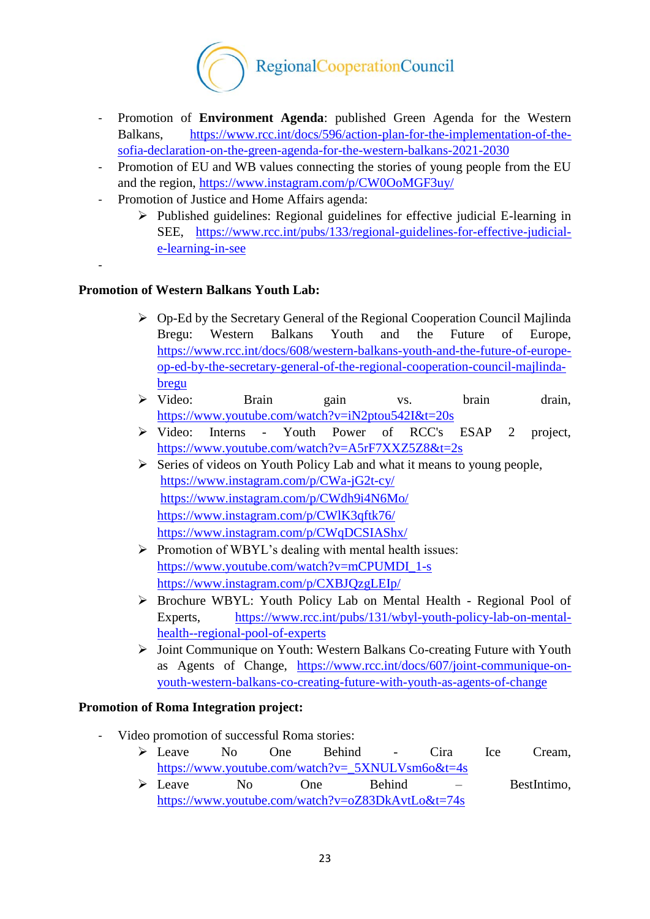- Promotion of **Environment Agenda**: published Green Agenda for the Western Balkans, https://www.rcc.int/docs/596/action-plan-for-the-implementation-of-the-sofia-declaration-on-the-green-agenda-for-the-western-balkans-2021-2030
- Promotion of EU and WB values connecting the stories of young people from the EU and the region, https://www.instagram.com/p/CW0OoMGF3uy/
- Promotion of Justice and Home Affairs agenda:
  - Published guidelines: Regional guidelines for effective judicial E-learning in SEE, https://www.rcc.int/pubs/133/regional-guidelines-for-effective-judicial-e-learning-in-see
-

**Promotion of Western Balkans Youth Lab:**

- Op-Ed by the Secretary General of the Regional Cooperation Council Majlinda Bregu: Western Balkans Youth and the Future of Europe, https://www.rcc.int/docs/608/western-balkans-youth-and-the-future-of-europe-op-ed-by-the-secretary-general-of-the-regional-cooperation-council-majlinda-bregu
- Video: Brain gain vs. brain drain, https://www.youtube.com/watch?v=iN2ptou542I&t=20s
- Video: Interns - Youth Power of RCC's ESAP 2 project, https://www.youtube.com/watch?v=A5rF7XXZ5Z8&t=2s
- Series of videos on Youth Policy Lab and what it means to young people,
  https://www.instagram.com/p/CWa-jG2t-cy/
  https://www.instagram.com/p/CWdh9i4N6Mo/
  https://www.instagram.com/p/CWlK3qftk76/
  https://www.instagram.com/p/CWqDCSIAShx/
- Promotion of WBYL's dealing with mental health issues:
  https://www.youtube.com/watch?v=mCPUMDI_1-s
  https://www.instagram.com/p/CXBJQzgLEIp/
- Brochure WBYL: Youth Policy Lab on Mental Health - Regional Pool of Experts, https://www.rcc.int/pubs/131/wbyl-youth-policy-lab-on-mental-health--regional-pool-of-experts
- Joint Communique on Youth: Western Balkans Co-creating Future with Youth as Agents of Change, https://www.rcc.int/docs/607/joint-communique-on-youth-western-balkans-co-creating-future-with-youth-as-agents-of-change

**Promotion of Roma Integration project:**

- Video promotion of successful Roma stories:
  - Leave No One Behind - Cira Ice Cream, https://www.youtube.com/watch?v=_5XNULVsm6o&t=4s
  - Leave No One Behind – BestIntimo, https://www.youtube.com/watch?v=oZ83DkAvtLo&t=74s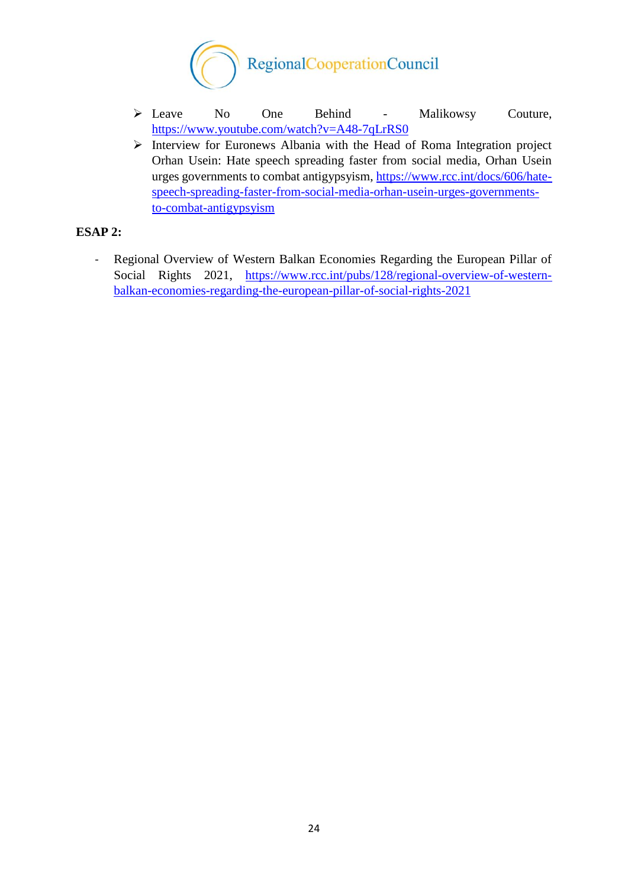- Leave No One Behind - Malikowsy Couture, https://www.youtube.com/watch?v=A48-7qLrRS0
- Interview for Euronews Albania with the Head of Roma Integration project Orhan Usein: Hate speech spreading faster from social media, Orhan Usein urges governments to combat antigypsyism, https://www.rcc.int/docs/606/hate-speech-spreading-faster-from-social-media-orhan-usein-urges-governments-to-combat-antigypsyism

**ESAP 2:**

- Regional Overview of Western Balkan Economies Regarding the European Pillar of Social Rights 2021, https://www.rcc.int/pubs/128/regional-overview-of-western-balkan-economies-regarding-the-european-pillar-of-social-rights-2021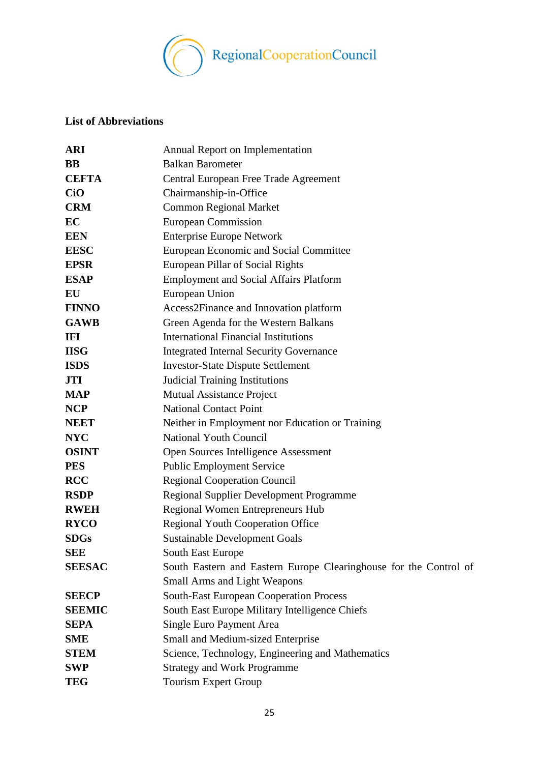## List of Abbreviations

| | |
|---|---|
| **ARI** | Annual Report on Implementation |
| **BB** | Balkan Barometer |
| **CEFTA** | Central European Free Trade Agreement |
| **CiO** | Chairmanship-in-Office |
| **CRM** | Common Regional Market |
| **EC** | European Commission |
| **EEN** | Enterprise Europe Network |
| **EESC** | European Economic and Social Committee |
| **EPSR** | European Pillar of Social Rights |
| **ESAP** | Employment and Social Affairs Platform |
| **EU** | European Union |
| **FINNO** | Access2Finance and Innovation platform |
| **GAWB** | Green Agenda for the Western Balkans |
| **IFI** | International Financial Institutions |
| **IISG** | Integrated Internal Security Governance |
| **ISDS** | Investor-State Dispute Settlement |
| **JTI** | Judicial Training Institutions |
| **MAP** | Mutual Assistance Project |
| **NCP** | National Contact Point |
| **NEET** | Neither in Employment nor Education or Training |
| **NYC** | National Youth Council |
| **OSINT** | Open Sources Intelligence Assessment |
| **PES** | Public Employment Service |
| **RCC** | Regional Cooperation Council |
| **RSDP** | Regional Supplier Development Programme |
| **RWEH** | Regional Women Entrepreneurs Hub |
| **RYCO** | Regional Youth Cooperation Office |
| **SDGs** | Sustainable Development Goals |
| **SEE** | South East Europe |
| **SEESAC** | South Eastern and Eastern Europe Clearinghouse for the Control of Small Arms and Light Weapons |
| **SEECP** | South-East European Cooperation Process |
| **SEEMIC** | South East Europe Military Intelligence Chiefs |
| **SEPA** | Single Euro Payment Area |
| **SME** | Small and Medium-sized Enterprise |
| **STEM** | Science, Technology, Engineering and Mathematics |
| **SWP** | Strategy and Work Programme |
| **TEG** | Tourism Expert Group |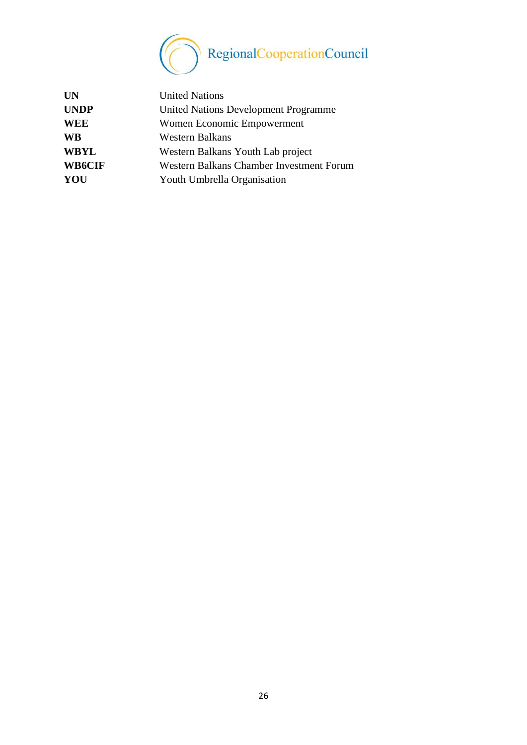| | |
|---|---|
| **UN** | United Nations |
| **UNDP** | United Nations Development Programme |
| **WEE** | Women Economic Empowerment |
| **WB** | Western Balkans |
| **WBYL** | Western Balkans Youth Lab project |
| **WB6CIF** | Western Balkans Chamber Investment Forum |
| **YOU** | Youth Umbrella Organisation |